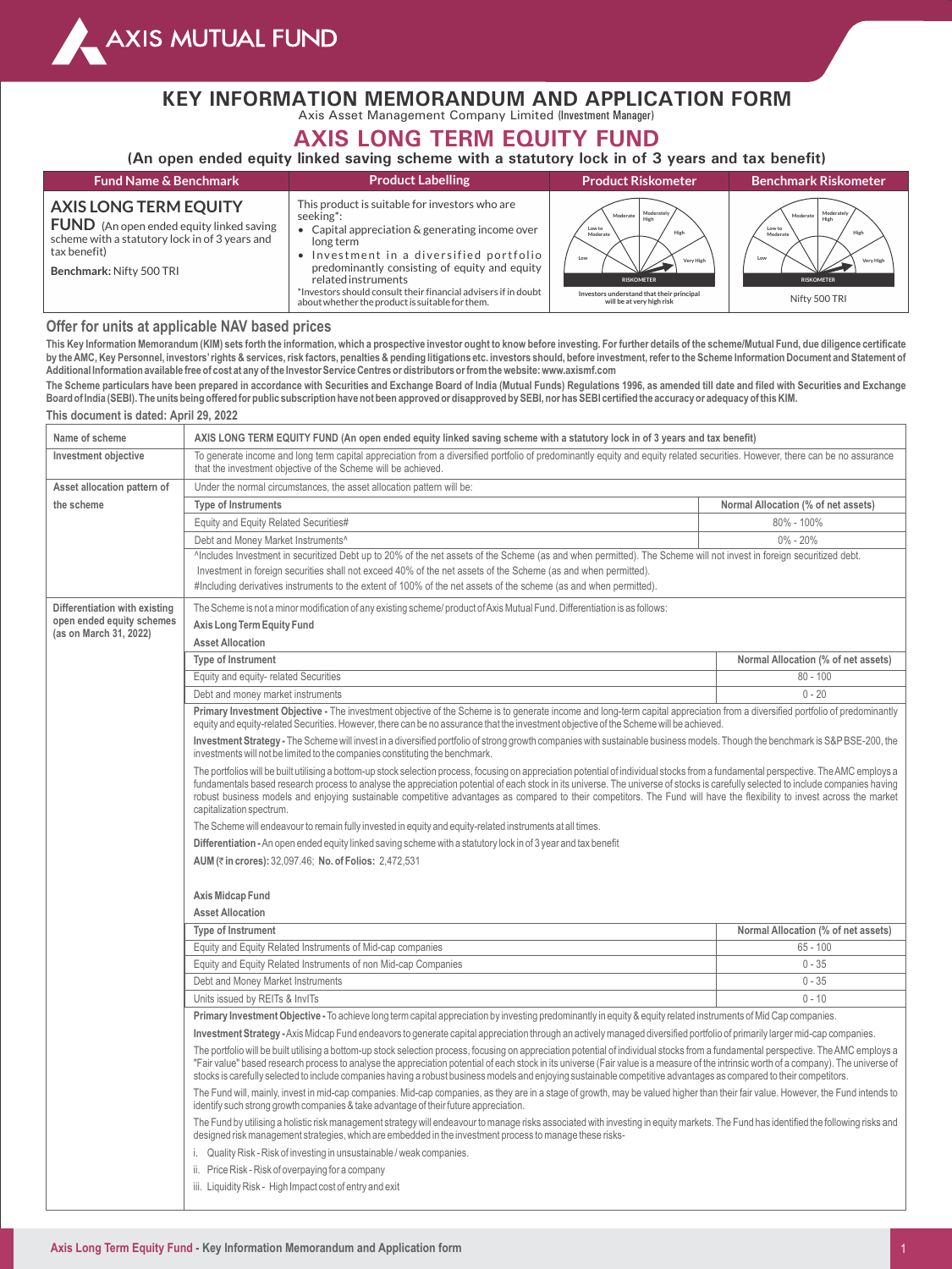# KEY INFORMATION MEMORANDUM AND APPLICATION FORM

Axis Asset Management Company Limited (Investment Manager)

## AXIS LONG TERM EQUITY FUND

**(An open ended equity linked saving scheme with a statutory lock in of 3 years and tax benefit)**

| Fund Name & Benchmark | Product Labelling | Product Riskometer | Benchmark Riskometer |
|---|---|---|---|
| **AXIS LONG TERM EQUITY FUND** (An open ended equity linked saving scheme with a statutory lock in of 3 years and tax benefit) **Benchmark:** Nifty 500 TRI | This product is suitable for investors who are seeking*: • Capital appreciation & generating income over long term • Investment in a diversified portfolio predominantly consisting of equity and equity related instruments *Investors should consult their financial advisers if in doubt about whether the product is suitable for them. | Investors understand that their principal will be at very high risk | Nifty 500 TRI |

### Offer for units at applicable NAV based prices

**This Key Information Memorandum (KIM) sets forth the information, which a prospective investor ought to know before investing. For further details of the scheme/Mutual Fund, due diligence certificate by the AMC, Key Personnel, investors' rights & services, risk factors, penalties & pending litigations etc. investors should, before investment, refer to the Scheme Information Document and Statement of Additional Information available free of cost at any of the Investor Service Centres or distributors or from the website: www.axismf.com**

**The Scheme particulars have been prepared in accordance with Securities and Exchange Board of India (Mutual Funds) Regulations 1996, as amended till date and filed with Securities and Exchange Board of India (SEBI). The units being offered for public subscription have not been approved or disapproved by SEBI, nor has SEBI certified the accuracy or adequacy of this KIM.**

**This document is dated: April 29, 2022**

| | |
|---|---|
| **Name of scheme** | **AXIS LONG TERM EQUITY FUND (An open ended equity linked saving scheme with a statutory lock in of 3 years and tax benefit)** |
| **Investment objective** | To generate income and long term capital appreciation from a diversified portfolio of predominantly equity and equity related securities. However, there can be no assurance that the investment objective of the Scheme will be achieved. |
| **Asset allocation pattern of the scheme** | Under the normal circumstances, the asset allocation pattern will be: |

| Type of Instruments | Normal Allocation (% of net assets) |
|---|---|
| Equity and Equity Related Securities# | 80% - 100% |
| Debt and Money Market Instruments^ | 0% - 20% |

^Includes Investment in securitized Debt up to 20% of the net assets of the Scheme (as and when permitted). The Scheme will not invest in foreign securitized debt.

Investment in foreign securities shall not exceed 40% of the net assets of the Scheme (as and when permitted).

#Including derivatives instruments to the extent of 100% of the net assets of the scheme (as and when permitted).

**Differentiation with existing open ended equity schemes (as on March 31, 2022)**

The Scheme is not a minor modification of any existing scheme/ product of Axis Mutual Fund. Differentiation is as follows:

**Axis Long Term Equity Fund**

**Asset Allocation**

| Type of Instrument | Normal Allocation (% of net assets) |
|---|---|
| Equity and equity- related Securities | 80 - 100 |
| Debt and money market instruments | 0 - 20 |

**Primary Investment Objective -** The investment objective of the Scheme is to generate income and long-term capital appreciation from a diversified portfolio of predominantly equity and equity-related Securities. However, there can be no assurance that the investment objective of the Scheme will be achieved.

**Investment Strategy -** The Scheme will invest in a diversified portfolio of strong growth companies with sustainable business models. Though the benchmark is S&P BSE-200, the investments will not be limited to the companies constituting the benchmark.

The portfolios will be built utilising a bottom-up stock selection process, focusing on appreciation potential of individual stocks from a fundamental perspective. The AMC employs a fundamentals based research process to analyse the appreciation potential of each stock in its universe. The universe of stocks is carefully selected to include companies having robust business models and enjoying sustainable competitive advantages as compared to their competitors. The Fund will have the flexibility to invest across the market capitalization spectrum.

The Scheme will endeavour to remain fully invested in equity and equity-related instruments at all times.

**Differentiation -** An open ended equity linked saving scheme with a statutory lock in of 3 year and tax benefit

**AUM (₹ in crores):** 32,097.46; **No. of Folios:** 2,472,531

**Axis Midcap Fund**

**Asset Allocation**

| Type of Instrument | Normal Allocation (% of net assets) |
|---|---|
| Equity and Equity Related Instruments of Mid-cap companies | 65 - 100 |
| Equity and Equity Related Instruments of non Mid-cap Companies | 0 - 35 |
| Debt and Money Market Instruments | 0 - 35 |
| Units issued by REITs & InvITs | 0 - 10 |

**Primary Investment Objective -** To achieve long term capital appreciation by investing predominantly in equity & equity related instruments of Mid Cap companies.

**Investment Strategy -** Axis Midcap Fund endeavors to generate capital appreciation through an actively managed diversified portfolio of primarily larger mid-cap companies.

The portfolio will be built utilising a bottom-up stock selection process, focusing on appreciation potential of individual stocks from a fundamental perspective. The AMC employs a "Fair value" based research process to analyse the appreciation potential of each stock in its universe (Fair value is a measure of the intrinsic worth of a company). The universe of stocks is carefully selected to include companies having a robust business models and enjoying sustainable competitive advantages as compared to their competitors.

The Fund will, mainly, invest in mid-cap companies. Mid-cap companies, as they are in a stage of growth, may be valued higher than their fair value. However, the Fund intends to identify such strong growth companies & take advantage of their future appreciation.

The Fund by utilising a holistic risk management strategy will endeavour to manage risks associated with investing in equity markets. The Fund has identified the following risks and designed risk management strategies, which are embedded in the investment process to manage these risks-

i. Quality Risk - Risk of investing in unsustainable / weak companies.

ii. Price Risk - Risk of overpaying for a company

iii. Liquidity Risk - High Impact cost of entry and exit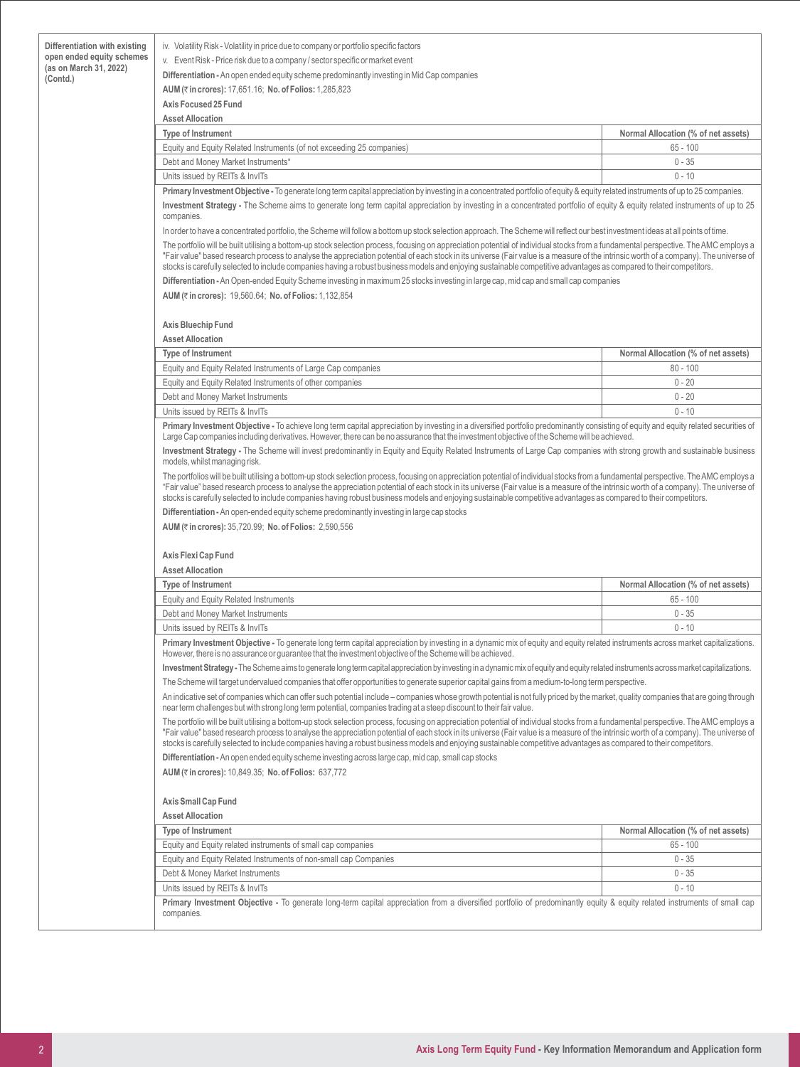**Differentiation with existing open ended equity schemes (as on March 31, 2022) (Contd.)**

iv. Volatility Risk - Volatility in price due to company or portfolio specific factors

v. Event Risk - Price risk due to a company / sector specific or market event

**Differentiation -** An open ended equity scheme predominantly investing in Mid Cap companies

**AUM (₹ in crores):** 17,651.16; **No. of Folios:** 1,285,823

**Axis Focused 25 Fund**

**Asset Allocation**

| Type of Instrument | Normal Allocation (% of net assets) |
|---|---|
| Equity and Equity Related Instruments (of not exceeding 25 companies) | 65 - 100 |
| Debt and Money Market Instruments* | 0 - 35 |
| Units issued by REITs & InvITs | 0 - 10 |

**Primary Investment Objective -** To generate long term capital appreciation by investing in a concentrated portfolio of equity & equity related instruments of up to 25 companies.

**Investment Strategy -** The Scheme aims to generate long term capital appreciation by investing in a concentrated portfolio of equity & equity related instruments of up to 25 companies.

In order to have a concentrated portfolio, the Scheme will follow a bottom up stock selection approach. The Scheme will reflect our best investment ideas at all points of time.

The portfolio will be built utilising a bottom-up stock selection process, focusing on appreciation potential of individual stocks from a fundamental perspective. The AMC employs a "Fair value" based research process to analyse the appreciation potential of each stock in its universe (Fair value is a measure of the intrinsic worth of a company). The universe of stocks is carefully selected to include companies having a robust business models and enjoying sustainable competitive advantages as compared to their competitors.

**Differentiation -** An Open-ended Equity Scheme investing in maximum 25 stocks investing in large cap, mid cap and small cap companies

**AUM (₹ in crores):** 19,560.64; **No. of Folios:** 1,132,854

**Axis Bluechip Fund**

**Asset Allocation**

| Type of Instrument | Normal Allocation (% of net assets) |
|---|---|
| Equity and Equity Related Instruments of Large Cap companies | 80 - 100 |
| Equity and Equity Related Instruments of other companies | 0 - 20 |
| Debt and Money Market Instruments | 0 - 20 |
| Units issued by REITs & InvITs | 0 - 10 |

**Primary Investment Objective -** To achieve long term capital appreciation by investing in a diversified portfolio predominantly consisting of equity and equity related securities of Large Cap companies including derivatives. However, there can be no assurance that the investment objective of the Scheme will be achieved.

**Investment Strategy -** The Scheme will invest predominantly in Equity and Equity Related Instruments of Large Cap companies with strong growth and sustainable business models, whilst managing risk.

The portfolios will be built utilising a bottom-up stock selection process, focusing on appreciation potential of individual stocks from a fundamental perspective. The AMC employs a "Fair value" based research process to analyse the appreciation potential of each stock in its universe (Fair value is a measure of the intrinsic worth of a company). The universe of stocks is carefully selected to include companies having robust business models and enjoying sustainable competitive advantages as compared to their competitors.

**Differentiation -** An open-ended equity scheme predominantly investing in large cap stocks

**AUM (₹ in crores):** 35,720.99; **No. of Folios:** 2,590,556

**Axis Flexi Cap Fund**

**Asset Allocation**

| Type of Instrument | Normal Allocation (% of net assets) |
|---|---|
| Equity and Equity Related Instruments | 65 - 100 |
| Debt and Money Market Instruments | 0 - 35 |
| Units issued by REITs & InvITs | 0 - 10 |

**Primary Investment Objective -** To generate long term capital appreciation by investing in a dynamic mix of equity and equity related instruments across market capitalizations. However, there is no assurance or guarantee that the investment objective of the Scheme will be achieved.

**Investment Strategy -** The Scheme aims to generate long term capital appreciation by investing in a dynamic mix of equity and equity related instruments across market capitalizations.

The Scheme will target undervalued companies that offer opportunities to generate superior capital gains from a medium-to-long term perspective.

An indicative set of companies which can offer such potential include – companies whose growth potential is not fully priced by the market, quality companies that are going through near term challenges but with strong long term potential, companies trading at a steep discount to their fair value.

The portfolio will be built utilising a bottom-up stock selection process, focusing on appreciation potential of individual stocks from a fundamental perspective. The AMC employs a "Fair value" based research process to analyse the appreciation potential of each stock in its universe (Fair value is a measure of the intrinsic worth of a company). The universe of stocks is carefully selected to include companies having a robust business models and enjoying sustainable competitive advantages as compared to their competitors.

**Differentiation -** An open ended equity scheme investing across large cap, mid cap, small cap stocks

**AUM (₹ in crores):** 10,849.35; **No. of Folios:** 637,772

**Axis Small Cap Fund**

**Asset Allocation**

| Type of Instrument | Normal Allocation (% of net assets) |
|---|---|
| Equity and Equity related instruments of small cap companies | 65 - 100 |
| Equity and Equity Related instruments of non-small cap Companies | 0 - 35 |
| Debt & Money Market Instruments | 0 - 35 |
| Units issued by REITs & InvITs | 0 - 10 |

**Primary Investment Objective -** To generate long-term capital appreciation from a diversified portfolio of predominantly equity & equity related instruments of small cap companies.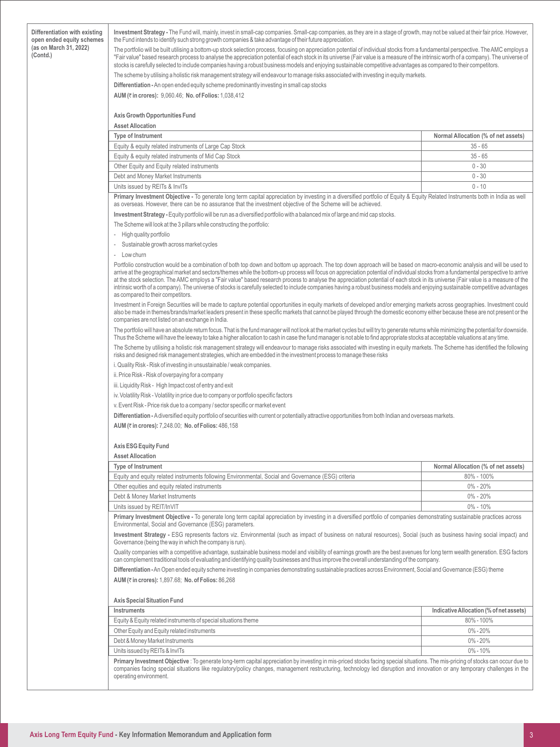**Differentiation with existing open ended equity schemes (as on March 31, 2022) (Contd.)**

**Investment Strategy -** The Fund will, mainly, invest in small-cap companies. Small-cap companies, as they are in a stage of growth, may not be valued at their fair price. However, the Fund intends to identify such strong growth companies & take advantage of their future appreciation.

The portfolio will be built utilising a bottom-up stock selection process, focusing on appreciation potential of individual stocks from a fundamental perspective. The AMC employs a "Fair value" based research process to analyse the appreciation potential of each stock in its universe (Fair value is a measure of the intrinsic worth of a company). The universe of stocks is carefully selected to include companies having a robust business models and enjoying sustainable competitive advantages as compared to their competitors.

The scheme by utilising a holistic risk management strategy will endeavour to manage risks associated with investing in equity markets.

**Differentiation -** An open ended equity scheme predominantly investing in small cap stocks

**AUM (₹ in crores):** 9,060.46; **No. of Folios:** 1,038,412

**Axis Growth Opportunities Fund**

**Asset Allocation**

| Type of Instrument | Normal Allocation (% of net assets) |
|---|---|
| Equity & equity related instruments of Large Cap Stock | 35 - 65 |
| Equity & equity related instruments of Mid Cap Stock | 35 - 65 |
| Other Equity and Equity related instruments | 0 - 30 |
| Debt and Money Market Instruments | 0 - 30 |
| Units issued by REITs & InvITs | 0 - 10 |

**Primary Investment Objective -** To generate long term capital appreciation by investing in a diversified portfolio of Equity & Equity Related Instruments both in India as well as overseas. However, there can be no assurance that the investment objective of the Scheme will be achieved.

**Investment Strategy -** Equity portfolio will be run as a diversified portfolio with a balanced mix of large and mid cap stocks.

The Scheme will look at the 3 pillars while constructing the portfolio:

- High quality portfolio
- Sustainable growth across market cycles
- Low churn

Portfolio construction would be a combination of both top down and bottom up approach. The top down approach will be based on macro-economic analysis and will be used to arrive at the geographical market and sectors/themes while the bottom-up process will focus on appreciation potential of individual stocks from a fundamental perspective to arrive at the stock selection. The AMC employs a "Fair value" based research process to analyse the appreciation potential of each stock in its universe (Fair value is a measure of the intrinsic worth of a company). The universe of stocks is carefully selected to include companies having a robust business models and enjoying sustainable competitive advantages as compared to their competitors.

Investment in Foreign Securities will be made to capture potential opportunities in equity markets of developed and/or emerging markets across geographies. Investment could also be made in themes/brands/market leaders present in these specific markets that cannot be played through the domestic economy either because these are not present or the companies are not listed on an exchange in India.

The portfolio will have an absolute return focus. That is the fund manager will not look at the market cycles but will try to generate returns while minimizing the potential for downside. Thus the Scheme will have the leeway to take a higher allocation to cash in case the fund manager is not able to find appropriate stocks at acceptable valuations at any time.

The Scheme by utilising a holistic risk management strategy will endeavour to manage risks associated with investing in equity markets. The Scheme has identified the following risks and designed risk management strategies, which are embedded in the investment process to manage these risks

i. Quality Risk - Risk of investing in unsustainable / weak companies.

ii. Price Risk - Risk of overpaying for a company

iii. Liquidity Risk - High Impact cost of entry and exit

iv. Volatility Risk - Volatility in price due to company or portfolio specific factors

v. Event Risk - Price risk due to a company / sector specific or market event

**Differentiation -** A diversified equity portfolio of securities with current or potentially attractive opportunities from both Indian and overseas markets.

**AUM (₹ in crores):** 7,248.00; **No. of Folios:** 486,158

**Axis ESG Equity Fund**

**Asset Allocation**

| Type of Instrument | Normal Allocation (% of net assets) |
|---|---|
| Equity and equity related instruments following Environmental, Social and Governance (ESG) criteria | 80% - 100% |
| Other equities and equity related instruments | 0% - 20% |
| Debt & Money Market Instruments | 0% - 20% |
| Units issued by REIT/InVIT | 0% - 10% |

**Primary Investment Objective -** To generate long term capital appreciation by investing in a diversified portfolio of companies demonstrating sustainable practices across Environmental, Social and Governance (ESG) parameters.

**Investment Strategy -** ESG represents factors viz. Environmental (such as impact of business on natural resources), Social (such as business having social impact) and Governance (being the way in which the company is run).

Quality companies with a competitive advantage, sustainable business model and visibility of earnings growth are the best avenues for long term wealth generation. ESG factors can complement traditional tools of evaluating and identifying quality businesses and thus improve the overall understanding of the company.

**Differentiation -** An Open ended equity scheme investing in companies demonstrating sustainable practices across Environment, Social and Governance (ESG) theme

**AUM (₹ in crores):** 1,897.68; **No. of Folios:** 86,268

**Axis Special Situation Fund**

| Instruments | Indicative Allocation (% of net assets) |
|---|---|
| Equity & Equity related instruments of special situations theme | 80% - 100% |
| Other Equity and Equity related instruments | 0% - 20% |
| Debt & Money Market Instruments | 0% - 20% |
| Units issued by REITs & InvITs | 0% - 10% |

**Primary Investment Objective** : To generate long-term capital appreciation by investing in mis-priced stocks facing special situations. The mis-pricing of stocks can occur due to companies facing special situations like regulatory/policy changes, management restructuring, technology led disruption and innovation or any temporary challenges in the operating environment.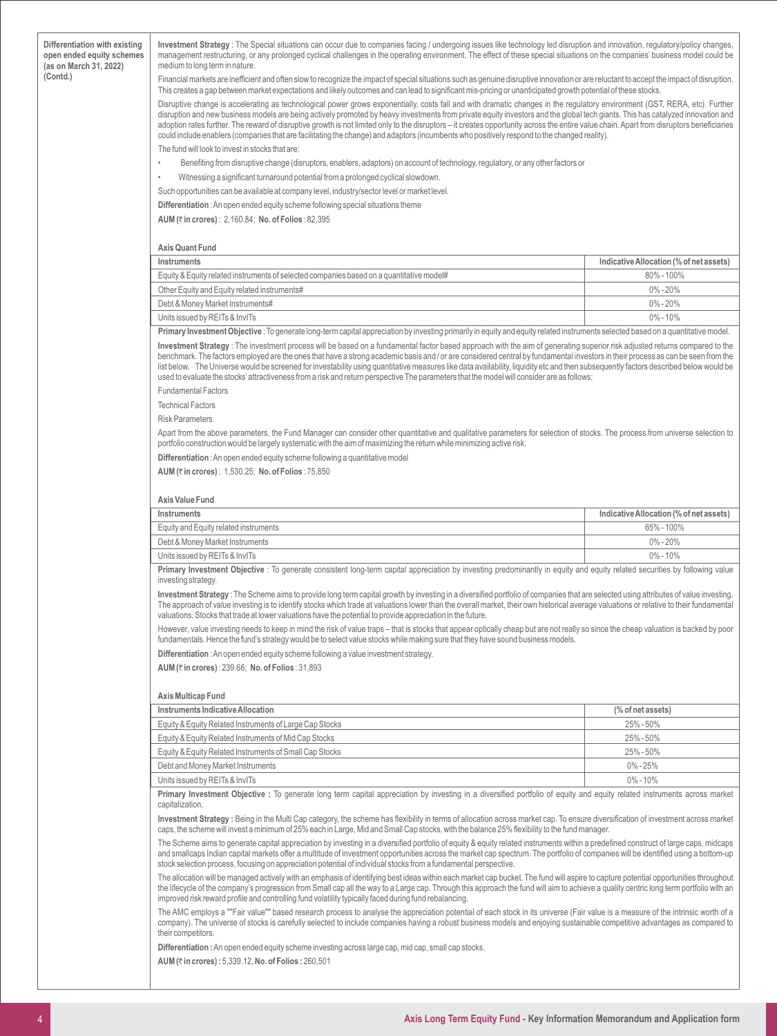**Differentiation with existing open ended equity schemes (as on March 31, 2022) (Contd.)**

**Investment Strategy** : The Special situations can occur due to companies facing / undergoing issues like technology led disruption and innovation, regulatory/policy changes, management restructuring, or any prolonged cyclical challenges in the operating environment. The effect of these special situations on the companies' business model could be medium to long term in nature.

Financial markets are inefficient and often slow to recognize the impact of special situations such as genuine disruptive innovation or are reluctant to accept the impact of disruption. This creates a gap between market expectations and likely outcomes and can lead to significant mis-pricing or unanticipated growth potential of these stocks.

Disruptive change is accelerating as technological power grows exponentially, costs fall and with dramatic changes in the regulatory environment (GST, RERA, etc). Further disruption and new business models are being actively promoted by heavy investments from private equity investors and the global tech giants. This has catalyzed innovation and adoption rates further. The reward of disruptive growth is not limited only to the disruptors – it creates opportunity across the entire value chain. Apart from disruptors beneficiaries could include enablers (companies that are facilitating the change) and adaptors (incumbents who positively respond to the changed reality).

The fund will look to invest in stocks that are:

- Benefiting from disruptive change (disruptors, enablers, adaptors) on account of technology, regulatory, or any other factors or
- Witnessing a significant turnaround potential from a prolonged cyclical slowdown.

Such opportunities can be available at company level, industry/sector level or market level.

**Differentiation** : An open ended equity scheme following special situations theme

**AUM (₹ in crores)** : 2,160.84; **No. of Folios** : 82,395

**Axis Quant Fund**

| Instruments | Indicative Allocation (% of net assets) |
|---|---|
| Equity & Equity related instruments of selected companies based on a quantitative model# | 80% - 100% |
| Other Equity and Equity related instruments# | 0% - 20% |
| Debt & Money Market Instruments# | 0% - 20% |
| Units issued by REITs & InvITs | 0% - 10% |

**Primary Investment Objective** : To generate long-term capital appreciation by investing primarily in equity and equity related instruments selected based on a quantitative model.

**Investment Strategy** : The investment process will be based on a fundamental factor based approach with the aim of generating superior risk adjusted returns compared to the benchmark. The factors employed are the ones that have a strong academic basis and / or are considered central by fundamental investors in their process as can be seen from the list below. The Universe would be screened for investability using quantitative measures like data availability, liquidity etc and then subsequently factors described below would be used to evaluate the stocks' attractiveness from a risk and return perspective The parameters that the model will consider are as follows:

Fundamental Factors

Technical Factors

Risk Parameters

Apart from the above parameters, the Fund Manager can consider other quantitative and qualitative parameters for selection of stocks. The process from universe selection to portfolio construction would be largely systematic with the aim of maximizing the return while minimizing active risk.

**Differentiation** : An open ended equity scheme following a quantitative model

**AUM (₹ in crores)** : 1,530.25; **No. of Folios** : 75,850

**Axis Value Fund**

| Instruments | Indicative Allocation (% of net assets) |
|---|---|
| Equity and Equity related instruments | 65% - 100% |
| Debt & Money Market Instruments | 0% - 20% |
| Units issued by REITs & InvITs | 0% - 10% |

**Primary Investment Objective** : To generate consistent long-term capital appreciation by investing predominantly in equity and equity related securities by following value investing strategy.

**Investment Strategy** : The Scheme aims to provide long term capital growth by investing in a diversified portfolio of companies that are selected using attributes of value investing. The approach of value investing is to identify stocks which trade at valuations lower than the overall market, their own historical average valuations or relative to their fundamental valuations. Stocks that trade at lower valuations have the potential to provide appreciation in the future.

However, value investing needs to keep in mind the risk of value traps – that is stocks that appear optically cheap but are not really so since the cheap valuation is backed by poor fundamentals. Hence the fund's strategy would be to select value stocks while making sure that they have sound business models.

**Differentiation** : An open ended equity scheme following a value investment strategy.

**AUM (₹ in crores)** : 239.66; **No. of Folios** : 31,893

**Axis Multicap Fund**

| Instruments Indicative Allocation | (% of net assets) |
|---|---|
| Equity & Equity Related Instruments of Large Cap Stocks | 25% - 50% |
| Equity & Equity Related Instruments of Mid Cap Stocks | 25% - 50% |
| Equity & Equity Related Instruments of Small Cap Stocks | 25% - 50% |
| Debt and Money Market Instruments | 0% - 25% |
| Units issued by REITs & InvITs | 0% - 10% |

**Primary Investment Objective :** To generate long term capital appreciation by investing in a diversified portfolio of equity and equity related instruments across market capitalization.

**Investment Strategy :** Being in the Multi Cap category, the scheme has flexibility in terms of allocation across market cap. To ensure diversification of investment across market caps, the scheme will invest a minimum of 25% each in Large, Mid and Small Cap stocks, with the balance 25% flexibility to the fund manager.

The Scheme aims to generate capital appreciation by investing in a diversified portfolio of equity & equity related instruments within a predefined construct of large caps, midcaps and smallcaps Indian capital markets offer a multitude of investment opportunities across the market cap spectrum. The portfolio of companies will be identified using a bottom-up stock selection process, focusing on appreciation potential of individual stocks from a fundamental perspective.

The allocation will be managed actively with an emphasis of identifying best ideas within each market cap bucket. The fund will aspire to capture potential opportunities throughout the lifecycle of the company's progression from Small cap all the way to a Large cap. Through this approach the fund will aim to achieve a quality centric long term portfolio with an improved risk reward profile and controlling fund volatility typically faced during fund rebalancing.

The AMC employs a ""Fair value"" based research process to analyse the appreciation potential of each stock in its universe (Fair value is a measure of the intrinsic worth of a company). The universe of stocks is carefully selected to include companies having a robust business models and enjoying sustainable competitive advantages as compared to their competitors.

**Differentiation :** An open ended equity scheme investing across large cap, mid cap, small cap stocks.

**AUM (₹ in crores) :** 5,339.12, **No. of Folios :** 260,501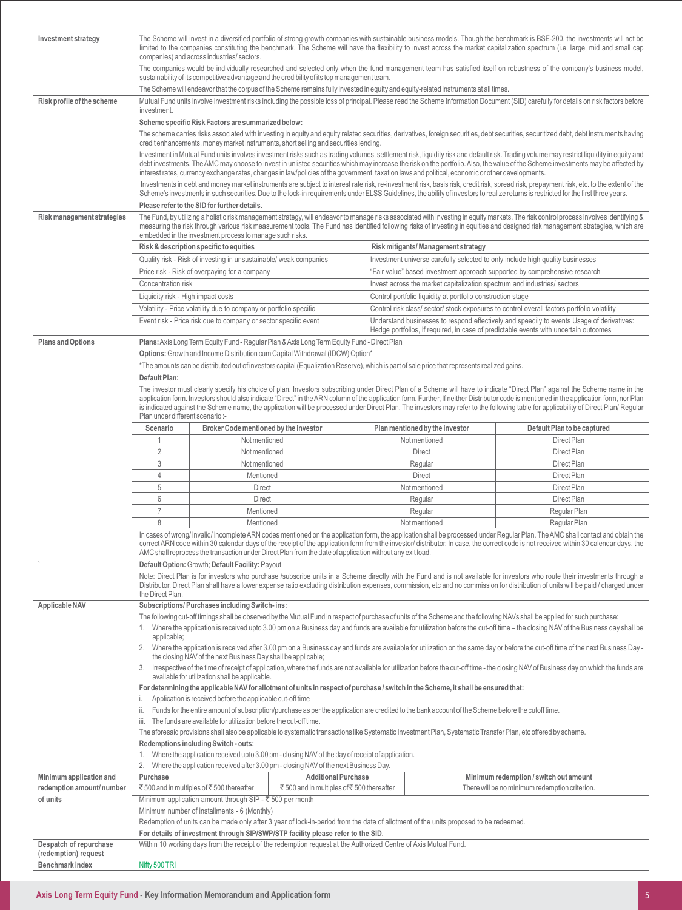| | |
|---|---|
| **Investment strategy** | The Scheme will invest in a diversified portfolio of strong growth companies with sustainable business models. Though the benchmark is BSE-200, the investments will not be limited to the companies constituting the benchmark. The Scheme will have the flexibility to invest across the market capitalization spectrum (i.e. large, mid and small cap companies) and across industries/ sectors.<br><br>The companies would be individually researched and selected only when the fund management team has satisfied itself on robustness of the company's business model, sustainability of its competitive advantage and the credibility of its top management team.<br><br>The Scheme will endeavor that the corpus of the Scheme remains fully invested in equity and equity-related instruments at all times. |
| **Risk profile of the scheme** | Mutual Fund units involve investment risks including the possible loss of principal. Please read the Scheme Information Document (SID) carefully for details on risk factors before investment.<br><br>**Scheme specific Risk Factors are summarized below:**<br><br>The scheme carries risks associated with investing in equity and equity related securities, derivatives, foreign securities, debt securities, securitized debt, debt instruments having credit enhancements, money market instruments, short selling and securities lending.<br><br>Investment in Mutual Fund units involves investment risks such as trading volumes, settlement risk, liquidity risk and default risk. Trading volume may restrict liquidity in equity and debt investments. The AMC may choose to invest in unlisted securities which may increase the risk on the portfolio. Also, the value of the Scheme investments may be affected by interest rates, currency exchange rates, changes in law/policies of the government, taxation laws and political, economic or other developments.<br><br>Investments in debt and money market instruments are subject to interest rate risk, re-investment risk, basis risk, credit risk, spread risk, prepayment risk, etc. to the extent of the Scheme's investments in such securities. Due to the lock-in requirements under ELSS Guidelines, the ability of investors to realize returns is restricted for the first three years.<br><br>**Please refer to the SID for further details.** |
| **Risk management strategies** | The Fund, by utilizing a holistic risk management strategy, will endeavor to manage risks associated with investing in equity markets. The risk control process involves identifying & measuring the risk through various risk measurement tools. The Fund has identified following risks of investing in equities and designed risk management strategies, which are embedded in the investment process to manage such risks. |

| Risk & description specific to equities | Risk mitigants/ Management strategy |
|---|---|
| Quality risk - Risk of investing in unsustainable/ weak companies | Investment universe carefully selected to only include high quality businesses |
| Price risk - Risk of overpaying for a company | "Fair value" based investment approach supported by comprehensive research |
| Concentration risk | Invest across the market capitalization spectrum and industries/ sectors |
| Liquidity risk - High impact costs | Control portfolio liquidity at portfolio construction stage |
| Volatility - Price volatility due to company or portfolio specific | Control risk class/ sector/ stock exposures to control overall factors portfolio volatility |
| Event risk - Price risk due to company or sector specific event | Understand businesses to respond effectively and speedily to events Usage of derivatives: Hedge portfolios, if required, in case of predictable events with uncertain outcomes |

**Plans and Options**

**Plans:** Axis Long Term Equity Fund - Regular Plan & Axis Long Term Equity Fund - Direct Plan

**Options:** Growth and Income Distribution cum Capital Withdrawal (IDCW) Option*

*The amounts can be distributed out of investors capital (Equalization Reserve), which is part of sale price that represents realized gains.

**Default Plan:**

The investor must clearly specify his choice of plan. Investors subscribing under Direct Plan of a Scheme will have to indicate "Direct Plan" against the Scheme name in the application form. Investors should also indicate "Direct" in the ARN column of the application form. Further, If neither Distributor code is mentioned in the application form, nor Plan is indicated against the Scheme name, the application will be processed under Direct Plan. The investors may refer to the following table for applicability of Direct Plan/ Regular Plan under different scenario :-

| Scenario | Broker Code mentioned by the investor | Plan mentioned by the investor | Default Plan to be captured |
|---|---|---|---|
| 1 | Not mentioned | Not mentioned | Direct Plan |
| 2 | Not mentioned | Direct | Direct Plan |
| 3 | Not mentioned | Regular | Direct Plan |
| 4 | Mentioned | Direct | Direct Plan |
| 5 | Direct | Not mentioned | Direct Plan |
| 6 | Direct | Regular | Direct Plan |
| 7 | Mentioned | Regular | Regular Plan |
| 8 | Mentioned | Not mentioned | Regular Plan |

In cases of wrong/ invalid/ incomplete ARN codes mentioned on the application form, the application shall be processed under Regular Plan. The AMC shall contact and obtain the correct ARN code within 30 calendar days of the receipt of the application form from the investor/ distributor. In case, the correct code is not received within 30 calendar days, the AMC shall reprocess the transaction under Direct Plan from the date of application without any exit load.

**Default Option:** Growth; **Default Facility:** Payout

Note: Direct Plan is for investors who purchase /subscribe units in a Scheme directly with the Fund and is not available for investors who route their investments through a Distributor. Direct Plan shall have a lower expense ratio excluding distribution expenses, commission, etc and no commission for distribution of units will be paid / charged under the Direct Plan.

**Applicable NAV**

**Subscriptions/ Purchases including Switch- ins:**

The following cut-off timings shall be observed by the Mutual Fund in respect of purchase of units of the Scheme and the following NAVs shall be applied for such purchase:

1. Where the application is received upto 3.00 pm on a Business day and funds are available for utilization before the cut-off time – the closing NAV of the Business day shall be applicable;
2. Where the application is received after 3.00 pm on a Business day and funds are available for utilization on the same day or before the cut-off time of the next Business Day - the closing NAV of the next Business Day shall be applicable;
3. Irrespective of the time of receipt of application, where the funds are not available for utilization before the cut-off time - the closing NAV of Business day on which the funds are available for utilization shall be applicable.

**For determining the applicable NAV for allotment of units in respect of purchase / switch in the Scheme, it shall be ensured that:**

i. Application is received before the applicable cut-off time
ii. Funds for the entire amount of subscription/purchase as per the application are credited to the bank account of the Scheme before the cutoff time.
iii. The funds are available for utilization before the cut-off time.

The aforesaid provisions shall also be applicable to systematic transactions like Systematic Investment Plan, Systematic Transfer Plan, etc offered by scheme.

**Redemptions including Switch - outs:**

1. Where the application received upto 3.00 pm - closing NAV of the day of receipt of application.
2. Where the application received after 3.00 pm - closing NAV of the next Business Day.

**Minimum application and redemption amount/ number of units**

| Purchase | Additional Purchase | Minimum redemption / switch out amount |
|---|---|---|
| ₹ 500 and in multiples of ₹ 500 thereafter | ₹ 500 and in multiples of ₹ 500 thereafter | There will be no minimum redemption criterion. |

Minimum application amount through SIP - ₹ 500 per month

Minimum number of installments - 6 (Monthly)

Redemption of units can be made only after 3 year of lock-in-period from the date of allotment of the units proposed to be redeemed.

**For details of investment through SIP/SWP/STP facility please refer to the SID.**

| | |
|---|---|
| **Despatch of repurchase (redemption) request** | Within 10 working days from the receipt of the redemption request at the Authorized Centre of Axis Mutual Fund. |
| **Benchmark index** | Nifty 500 TRI |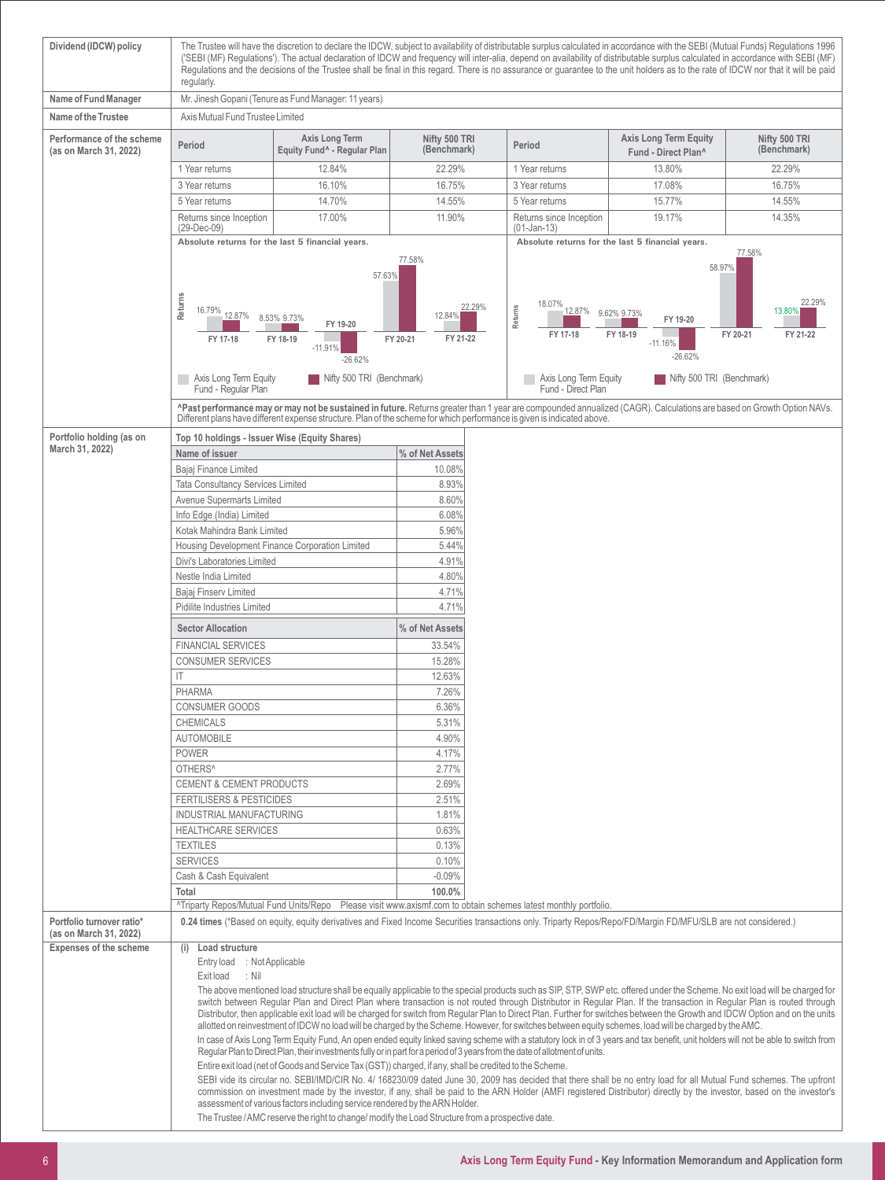| | |
|---|---|
| **Dividend (IDCW) policy** | The Trustee will have the discretion to declare the IDCW, subject to availability of distributable surplus calculated in accordance with the SEBI (Mutual Funds) Regulations 1996 ('SEBI (MF) Regulations'). The actual declaration of IDCW and frequency will inter-alia, depend on availability of distributable surplus calculated in accordance with SEBI (MF) Regulations and the decisions of the Trustee shall be final in this regard. There is no assurance or guarantee to the unit holders as to the rate of IDCW nor that it will be paid regularly. |
| **Name of Fund Manager** | Mr. Jinesh Gopani (Tenure as Fund Manager: 11 years) |
| **Name of the Trustee** | Axis Mutual Fund Trustee Limited |

**Performance of the scheme (as on March 31, 2022)**

| Period | Axis Long Term Equity Fund^ - Regular Plan | Nifty 500 TRI (Benchmark) |
|---|---|---|
| 1 Year returns | 12.84% | 22.29% |
| 3 Year returns | 16.10% | 16.75% |
| 5 Year returns | 14.70% | 14.55% |
| Returns since Inception (29-Dec-09) | 17.00% | 11.90% |

| Period | Axis Long Term Equity Fund - Direct Plan^ | Nifty 500 TRI (Benchmark) |
|---|---|---|
| 1 Year returns | 13.80% | 22.29% |
| 3 Year returns | 17.08% | 16.75% |
| 5 Year returns | 15.77% | 14.55% |
| Returns since Inception (01-Jan-13) | 19.17% | 14.35% |

**Absolute returns for the last 5 financial years.**

| | FY 17-18 | FY 18-19 | FY 19-20 | FY 20-21 | FY 21-22 |
|---|---|---|---|---|---|
| Axis Long Term Equity Fund - Regular Plan | 16.79% | 8.53% | -11.91% | 57.63% | 12.84% |
| Nifty 500 TRI (Benchmark) | 12.87% | 9.73% | -26.62% | 77.58% | 22.29% |

**Absolute returns for the last 5 financial years.**

| | FY 17-18 | FY 18-19 | FY 19-20 | FY 20-21 | FY 21-22 |
|---|---|---|---|---|---|
| Axis Long Term Equity Fund - Direct Plan | 18.07% | 9.62% | -11.16% | 58.97% | 13.80% |
| Nifty 500 TRI (Benchmark) | 12.87% | 9.73% | -26.62% | 77.58% | 22.29% |

**^Past performance may or may not be sustained in future.** Returns greater than 1 year are compounded annualized (CAGR). Calculations are based on Growth Option NAVs. Different plans have different expense structure. Plan of the scheme for which performance is given is indicated above.

**Portfolio holding (as on March 31, 2022)**

**Top 10 holdings - Issuer Wise (Equity Shares)**

| Name of issuer | % of Net Assets |
|---|---|
| Bajaj Finance Limited | 10.08% |
| Tata Consultancy Services Limited | 8.93% |
| Avenue Supermarts Limited | 8.60% |
| Info Edge (India) Limited | 6.08% |
| Kotak Mahindra Bank Limited | 5.96% |
| Housing Development Finance Corporation Limited | 5.44% |
| Divi's Laboratories Limited | 4.91% |
| Nestle India Limited | 4.80% |
| Bajaj Finserv Limited | 4.71% |
| Pidilite Industries Limited | 4.71% |

| Sector Allocation | % of Net Assets |
|---|---|
| FINANCIAL SERVICES | 33.54% |
| CONSUMER SERVICES | 15.28% |
| IT | 12.63% |
| PHARMA | 7.26% |
| CONSUMER GOODS | 6.36% |
| CHEMICALS | 5.31% |
| AUTOMOBILE | 4.90% |
| POWER | 4.17% |
| OTHERS^ | 2.77% |
| CEMENT & CEMENT PRODUCTS | 2.69% |
| FERTILISERS & PESTICIDES | 2.51% |
| INDUSTRIAL MANUFACTURING | 1.81% |
| HEALTHCARE SERVICES | 0.63% |
| TEXTILES | 0.13% |
| SERVICES | 0.10% |
| Cash & Cash Equivalent | -0.09% |
| **Total** | **100.0%** |

^Triparty Repos/Mutual Fund Units/Repo Please visit www.axismf.com to obtain schemes latest monthly portfolio.

**Portfolio turnover ratio\* (as on March 31, 2022)**

**0.24 times** (\*Based on equity, equity derivatives and Fixed Income Securities transactions only. Tripartry Repos/Repo/FD/Margin FD/MFU/SLB are not considered.)

**Expenses of the scheme**

**(i) Load structure**

Entry load : Not Applicable

Exit load : Nil

The above mentioned load structure shall be equally applicable to the special products such as SIP, STP, SWP etc. offered under the Scheme. No exit load will be charged for switch between Regular Plan and Direct Plan where transaction is not routed through Distributor in Regular Plan. If the transaction in Regular Plan is routed through Distributor, then applicable exit load will be charged for switch from Regular Plan to Direct Plan. Further for switches between the Growth and IDCW Option and on the units allotted on reinvestment of IDCW no load will be charged by the Scheme. However, for switches between equity schemes, load will be charged by the AMC.

In case of Axis Long Term Equity Fund, An open ended equity linked saving scheme with a statutory lock in of 3 years and tax benefit, unit holders will not be able to switch from Regular Plan to Direct Plan, their investments fully or in part for a period of 3 years from the date of allotment of units.

Entire exit load (net of Goods and Service Tax (GST)) charged, if any, shall be credited to the Scheme.

SEBI vide its circular no. SEBI/IMD/CIR No. 4/ 168230/09 dated June 30, 2009 has decided that there shall be no entry load for all Mutual Fund schemes. The upfront commission on investment made by the investor, if any, shall be paid to the ARN Holder (AMFI registered Distributor) directly by the investor, based on the investor's assessment of various factors including service rendered by the ARN Holder.

The Trustee / AMC reserve the right to change/ modify the Load Structure from a prospective date.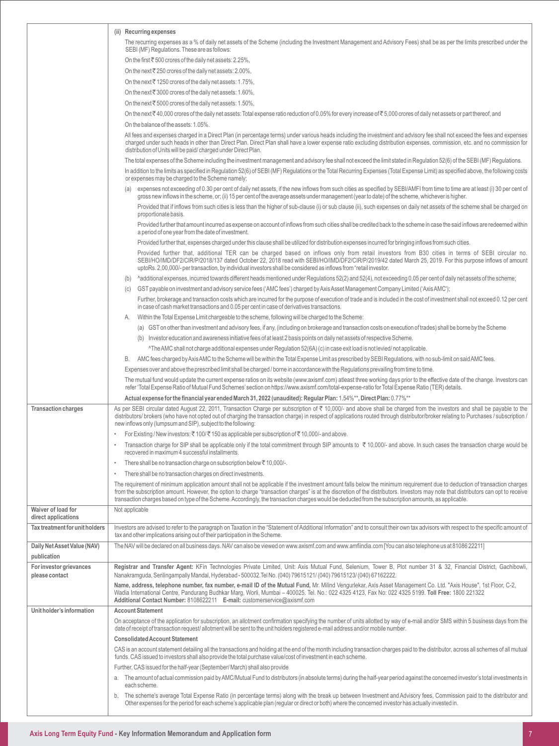| | |
|---|---|
| | **(ii) Recurring expenses**<br>The recurring expenses as a % of daily net assets of the Scheme (including the Investment Management and Advisory Fees) shall be as per the limits prescribed under the SEBI (MF) Regulations. These are as follows:<br>On the first ₹ 500 crores of the daily net assets: 2.25%,<br>On the next ₹ 250 crores of the daily net assets: 2.00%,<br>On the next ₹ 1250 crores of the daily net assets: 1.75%,<br>On the next ₹ 3000 crores of the daily net assets: 1.60%,<br>On the next ₹ 5000 crores of the daily net assets: 1.50%,<br>On the next ₹ 40,000 crores of the daily net assets: Total expense ratio reduction of 0.05% for every increase of ₹ 5,000 crores of daily net assets or part thereof, and<br>On the balance of the assets: 1.05%.<br>All fees and expenses charged in a Direct Plan (in percentage terms) under various heads including the investment and advisory fee shall not exceed the fees and expenses charged under such heads in other than Direct Plan. Direct Plan shall have a lower expense ratio excluding distribution expenses, commission, etc. and no commission for distribution of Units will be paid/ charged under Direct Plan.<br>The total expenses of the Scheme including the investment management and advisory fee shall not exceed the limit stated in Regulation 52(6) of the SEBI (MF) Regulations.<br>In addition to the limits as specified in Regulation 52(6) of SEBI (MF) Regulations or the Total Recurring Expenses (Total Expense Limit) as specified above, the following costs or expenses may be charged to the Scheme namely;<br>(a) expenses not exceeding of 0.30 per cent of daily net assets, if the new inflows from such cities as specified by SEBI/AMFI from time to time are at least (i) 30 per cent of gross new inflows in the scheme, or; (ii) 15 per cent of the average assets under management (year to date) of the scheme, whichever is higher.<br>Provided that if inflows from such cities is less than the higher of sub-clause (i) or sub clause (ii), such expenses on daily net assets of the scheme shall be charged on proportionate basis.<br>Provided further that amount incurred as expense on account of inflows from such cities shall be credited back to the scheme in case the said inflows are redeemed within a period of one year from the date of investment.<br>Provided further that, expenses charged under this clause shall be utilized for distribution expenses incurred for bringing inflows from such cities.<br>Provided further that, additional TER can be charged based on inflows only from retail investors from B30 cities in terms of SEBI circular no. SEBI/HO/IMD/DF2/CIR/P/2018/137 dated October 22, 2018 read with SEBI/HO/IMD/DF2/CIR/P/2019/42 dated March 25, 2019. For this purpose inflows of amount upto Rs. 2,00,000/- per transaction, by individual investors shall be considered as inflows from "retail investor.<br>(b) ^additional expenses, incurred towards different heads mentioned under Regulations 52(2) and 52(4), not exceeding 0.05 per cent of daily net assets of the scheme;<br>(c) GST payable on investment and advisory service fees ('AMC fees') charged by Axis Asset Management Company Limited ('Axis AMC');<br>Further, brokerage and transaction costs which are incurred for the purpose of execution of trade and is included in the cost of investment shall not exceed 0.12 per cent in case of cash market transactions and 0.05 per cent in case of derivatives transactions.<br>A. Within the Total Expense Limit chargeable to the scheme, following will be charged to the Scheme:<br>(a) GST on other than investment and advisory fees, if any, (including on brokerage and transaction costs on execution of trades) shall be borne by the Scheme<br>(b) Investor education and awareness initiative fees of at least 2 basis points on daily net assets of respective Scheme.<br>^The AMC shall not charge additional expenses under Regulation 52(6A) (c) in case exit load is not levied/ not applicable.<br>B. AMC fees charged by Axis AMC to the Scheme will be within the Total Expense Limit as prescribed by SEBI Regulations, with no sub-limit on said AMC fees.<br>Expenses over and above the prescribed limit shall be charged / borne in accordance with the Regulations prevailing from time to time.<br>The mutual fund would update the current expense ratios on its website (www.axismf.com) atleast three working days prior to the effective date of the change. Investors can refer 'Total Expense Ratio of Mutual Fund Schemes' section on https://www.axismf.com/total-expense-ratio for Total Expense Ratio (TER) details.<br>**Actual expense for the financial year ended March 31, 2022 (unaudited): Regular Plan:** 1.54%**, **Direct Plan:** 0.77%** |
| **Transaction charges** | As per SEBI circular dated August 22, 2011, Transaction Charge per subscription of ₹ 10,000/- and above shall be charged from the investors and shall be payable to the distributors/ brokers (who have not opted out of charging the transaction charge) in respect of applications routed through distributor/broker relating to Purchases / subscription / new inflows only (lumpsum and SIP), subject to the following:<br>• For Existing / New investors: ₹ 100/ ₹ 150 as applicable per subscription of ₹ 10,000/- and above.<br>• Transaction charge for SIP shall be applicable only if the total commitment through SIP amounts to ₹ 10,000/- and above. In such cases the transaction charge would be recovered in maximum 4 successful installments.<br>• There shall be no transaction charge on subscription below ₹ 10,000/-.<br>• There shall be no transaction charges on direct investments.<br>The requirement of minimum application amount shall not be applicable if the investment amount falls below the minimum requirement due to deduction of transaction charges from the subscription amount. However, the option to charge "transaction charges" is at the discretion of the distributors. Investors may note that distributors can opt to receive transaction charges based on type of the Scheme. Accordingly, the transaction charges would be deducted from the subscription amounts, as applicable. |
| **Waiver of load for direct applications** | Not applicable |
| **Tax treatment for unit holders** | Investors are advised to refer to the paragraph on Taxation in the "Statement of Additional Information" and to consult their own tax advisors with respect to the specific amount of tax and other implications arising out of their participation in the Scheme. |
| **Daily Net Asset Value (NAV) publication** | The NAV will be declared on all business days. NAV can also be viewed on www.axismf.com and www.amfiindia.com [You can also telephone us at 81086 22211] |
| **For investor grievances please contact** | **Registrar and Transfer Agent:** KFin Technologies Private Limited, Unit: Axis Mutual Fund, Selenium, Tower B, Plot number 31 & 32, Financial District, Gachibowli, Nanakramguda, Serilingampally Mandal, Hyderabad - 500032.Tel No. (040) 79615121/ (040) 79615123/ (040) 67162222.<br>**Name, address, telephone number, fax number, e-mail ID of the Mutual Fund,** Mr. Milind Vengurlekar, Axis Asset Management Co. Ltd. "Axis House", 1st Floor, C-2, Wadia International Centre, Pandurang Budhkar Marg, Worli, Mumbai – 400025. Tel. No.: 022 4325 4123, Fax No: 022 4325 5199. **Toll Free:** 1800 221322<br>**Additional Contact Number:** 8108622211 **E-mail:** customerservice@axismf.com |
| **Unit holder's information** | **Account Statement**<br>On acceptance of the application for subscription, an allotment confirmation specifying the number of units allotted by way of e-mail and/or SMS within 5 business days from the date of receipt of transaction request/ allotment will be sent to the unit holders registered e-mail address and/or mobile number.<br>**Consolidated Account Statement**<br>CAS is an account statement detailing all the transactions and holding at the end of the month including transaction charges paid to the distributor, across all schemes of all mutual funds. CAS issued to investors shall also provide the total purchase value/cost of investment in each scheme.<br>Further, CAS issued for the half-year (September/ March) shall also provide<br>a. The amount of actual commission paid by AMC/Mutual Fund to distributors (in absolute terms) during the half-year period against the concerned investor's total investments in each scheme.<br>b. The scheme's average Total Expense Ratio (in percentage terms) along with the break up between Investment and Advisory fees, Commission paid to the distributor and Other expenses for the period for each scheme's applicable plan (regular or direct or both) where the concerned investor has actually invested in. |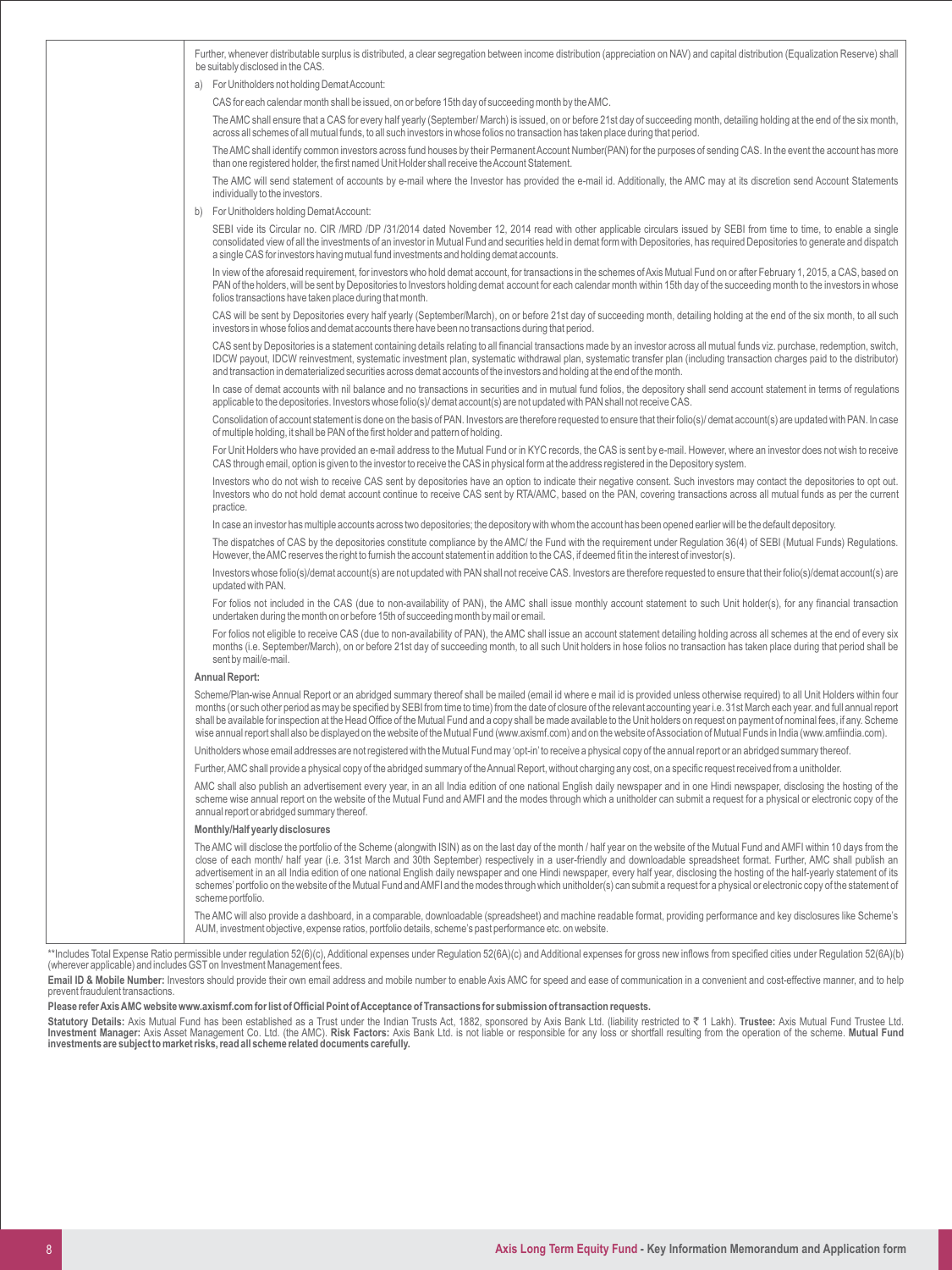Further, whenever distributable surplus is distributed, a clear segregation between income distribution (appreciation on NAV) and capital distribution (Equalization Reserve) shall be suitably disclosed in the CAS.

a) For Unitholders not holding Demat Account:

CAS for each calendar month shall be issued, on or before 15th day of succeeding month by the AMC.

The AMC shall ensure that a CAS for every half yearly (September/ March) is issued, on or before 21st day of succeeding month, detailing holding at the end of the six month, across all schemes of all mutual funds, to all such investors in whose folios no transaction has taken place during that period.

The AMC shall identify common investors across fund houses by their Permanent Account Number(PAN) for the purposes of sending CAS. In the event the account has more than one registered holder, the first named Unit Holder shall receive the Account Statement.

The AMC will send statement of accounts by e-mail where the Investor has provided the e-mail id. Additionally, the AMC may at its discretion send Account Statements individually to the investors.

b) For Unitholders holding Demat Account:

SEBI vide its Circular no. CIR /MRD /DP /31/2014 dated November 12, 2014 read with other applicable circulars issued by SEBI from time to time, to enable a single consolidated view of all the investments of an investor in Mutual Fund and securities held in demat form with Depositories, has required Depositories to generate and dispatch a single CAS for investors having mutual fund investments and holding demat accounts.

In view of the aforesaid requirement, for investors who hold demat account, for transactions in the schemes of Axis Mutual Fund on or after February 1, 2015, a CAS, based on PAN of the holders, will be sent by Depositories to Investors holding demat account for each calendar month within 15th day of the succeeding month to the investors in whose folios transactions have taken place during that month.

CAS will be sent by Depositories every half yearly (September/March), on or before 21st day of succeeding month, detailing holding at the end of the six month, to all such investors in whose folios and demat accounts there have been no transactions during that period.

CAS sent by Depositories is a statement containing details relating to all financial transactions made by an investor across all mutual funds viz. purchase, redemption, switch, IDCW payout, IDCW reinvestment, systematic investment plan, systematic withdrawal plan, systematic transfer plan (including transaction charges paid to the distributor) and transaction in dematerialized securities across demat accounts of the investors and holding at the end of the month.

In case of demat accounts with nil balance and no transactions in securities and in mutual fund folios, the depository shall send account statement in terms of regulations applicable to the depositories. Investors whose folio(s)/ demat account(s) are not updated with PAN shall not receive CAS.

Consolidation of account statement is done on the basis of PAN. Investors are therefore requested to ensure that their folio(s)/ demat account(s) are updated with PAN. In case of multiple holding, it shall be PAN of the first holder and pattern of holding.

For Unit Holders who have provided an e-mail address to the Mutual Fund or in KYC records, the CAS is sent by e-mail. However, where an investor does not wish to receive CAS through email, option is given to the investor to receive the CAS in physical form at the address registered in the Depository system.

Investors who do not wish to receive CAS sent by depositories have an option to indicate their negative consent. Such investors may contact the depositories to opt out. Investors who do not hold demat account continue to receive CAS sent by RTA/AMC, based on the PAN, covering transactions across all mutual funds as per the current practice.

In case an investor has multiple accounts across two depositories; the depository with whom the account has been opened earlier will be the default depository.

The dispatches of CAS by the depositories constitute compliance by the AMC/ the Fund with the requirement under Regulation 36(4) of SEBI (Mutual Funds) Regulations. However, the AMC reserves the right to furnish the account statement in addition to the CAS, if deemed fit in the interest of investor(s).

Investors whose folio(s)/demat account(s) are not updated with PAN shall not receive CAS. Investors are therefore requested to ensure that their folio(s)/demat account(s) are updated with PAN.

For folios not included in the CAS (due to non-availability of PAN), the AMC shall issue monthly account statement to such Unit holder(s), for any financial transaction undertaken during the month on or before 15th of succeeding month by mail or email.

For folios not eligible to receive CAS (due to non-availability of PAN), the AMC shall issue an account statement detailing holding across all schemes at the end of every six months (i.e. September/March), on or before 21st day of succeeding month, to all such Unit holders in hose folios no transaction has taken place during that period shall be sent by mail/e-mail.

**Annual Report:**

Scheme/Plan-wise Annual Report or an abridged summary thereof shall be mailed (email id where e mail id is provided unless otherwise required) to all Unit Holders within four months (or such other period as may be specified by SEBI from time to time) from the date of closure of the relevant accounting year i.e. 31st March each year. and full annual report shall be available for inspection at the Head Office of the Mutual Fund and a copy shall be made available to the Unit holders on request on payment of nominal fees, if any. Scheme wise annual report shall also be displayed on the website of the Mutual Fund (www.axismf.com) and on the website of Association of Mutual Funds in India (www.amfiindia.com).

Unitholders whose email addresses are not registered with the Mutual Fund may 'opt-in' to receive a physical copy of the annual report or an abridged summary thereof.

Further, AMC shall provide a physical copy of the abridged summary of the Annual Report, without charging any cost, on a specific request received from a unitholder.

AMC shall also publish an advertisement every year, in an all India edition of one national English daily newspaper and in one Hindi newspaper, disclosing the hosting of the scheme wise annual report on the website of the Mutual Fund and AMFI and the modes through which a unitholder can submit a request for a physical or electronic copy of the annual report or abridged summary thereof.

**Monthly/Half yearly disclosures**

The AMC will disclose the portfolio of the Scheme (alongwith ISIN) as on the last day of the month / half year on the website of the Mutual Fund and AMFI within 10 days from the close of each month/ half year (i.e. 31st March and 30th September) respectively in a user-friendly and downloadable spreadsheet format. Further, AMC shall publish an advertisement in an all India edition of one national English daily newspaper and one Hindi newspaper, every half year, disclosing the hosting of the half-yearly statement of its schemes' portfolio on the website of the Mutual Fund and AMFI and the modes through which unitholder(s) can submit a request for a physical or electronic copy of the statement of scheme portfolio.

The AMC will also provide a dashboard, in a comparable, downloadable (spreadsheet) and machine readable format, providing performance and key disclosures like Scheme's AUM, investment objective, expense ratios, portfolio details, scheme's past performance etc. on website.

**Includes Total Expense Ratio permissible under regulation 52(6)(c), Additional expenses under Regulation 52(6A)(c) and Additional expenses for gross new inflows from specified cities under Regulation 52(6A)(b) (wherever applicable) and includes GST on Investment Management fees.

**Email ID & Mobile Number:** Investors should provide their own email address and mobile number to enable Axis AMC for speed and ease of communication in a convenient and cost-effective manner, and to help prevent fraudulent transactions.

**Please refer Axis AMC website www.axismf.com for list of Official Point of Acceptance of Transactions for submission of transaction requests.**

**Statutory Details:** Axis Mutual Fund has been established as a Trust under the Indian Trusts Act, 1882, sponsored by Axis Bank Ltd. (liability restricted to ₹ 1 Lakh). **Trustee:** Axis Mutual Fund Trustee Ltd. **Investment Manager:** Axis Asset Management Co. Ltd. (the AMC). **Risk Factors:** Axis Bank Ltd. is not liable or responsible for any loss or shortfall resulting from the operation of the scheme. **Mutual Fund investments are subject to market risks, read all scheme related documents carefully.**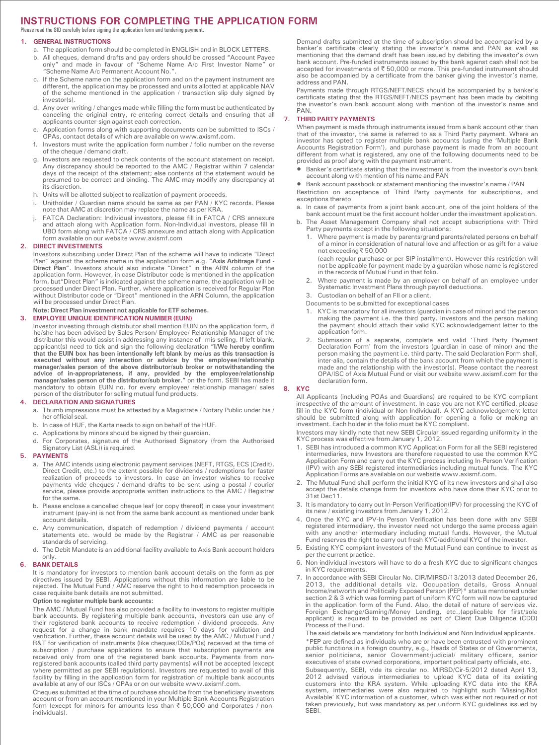# INSTRUCTIONS FOR COMPLETING THE APPLICATION FORM

Please read the SID carefully before signing the application form and tendering payment.

## 1. GENERAL INSTRUCTIONS

a. The application form should be completed in ENGLISH and in BLOCK LETTERS.

b. All cheques, demand drafts and pay orders should be crossed "Account Payee only" and made in favour of "Scheme Name A/c First Investor Name" or "Scheme Name A/c Permanent Account No.".

c. If the Scheme name on the application form and on the payment instrument are different, the application may be processed and units allotted at applicable NAV of the scheme mentioned in the application / transaction slip duly signed by investor(s).

d. Any over-writing / changes made while filling the form must be authenticated by canceling the original entry, re-entering correct details and ensuring that all applicants counter-sign against each correction.

e. Application forms along with supporting documents can be submitted to ISCs / OPAs, contact details of which are available on www.axismf.com.

f. Investors must write the application form number / folio number on the reverse of the cheque / demand draft.

g. Investors are requested to check contents of the account statement on receipt. Any discrepancy should be reported to the AMC / Registrar within 7 calendar days of the receipt of the statement; else contents of the statement would be presumed to be correct and binding. The AMC may modify any discrepancy at its discretion.

h. Units will be allotted subject to realization of payment proceeds.

i. Unitholder / Guardian name should be same as per PAN / KYC records. Please note that AMC at discretion may replace the name as per KRA.

j. FATCA Declaration: Individual investors, please fill in FATCA / CRS annexure and attach along with Application form. Non-Individual investors, please fill in UBO form along with FATCA / CRS annexure and attach along with Application form available on our website www.axismf.com

## 2. DIRECT INVESTMENTS

Investors subscribing under Direct Plan of the scheme will have to indicate "Direct Plan" against the scheme name in the application form e.g. **"Axis Arbitrage Fund - Direct Plan"**. Investors should also indicate "Direct" in the ARN column of the application form. However, in case Distributor code is mentioned in the application form, but"Direct Plan" is indicated against the scheme name, the application will be processed under Direct Plan. Further, where application is received for Regular Plan without Distributor code or "Direct" mentioned in the ARN Column, the application will be processed under Direct Plan.

**Note: Direct Plan investment not applicable for ETF schemes.**

## 3. EMPLOYEE UNIQUE IDENTIFICATION NUMBER (EUIN)

Investor investing through distributor shall mention EUIN on the application form, if he/she has been advised by Sales Person/ Employee/ Relationship Manager of the distributor this would assist in addressing any instance of mis-selling. If left blank, applicant(s) need to tick and sign the following declaration **"I/We hereby confirm that the EUIN box has been intentionally left blank by me/us as this transaction is executed without any interaction or advice by the employee/relationship manager/sales person of the above distributor/sub broker or notwithstanding the advice of in-appropriateness, if any, provided by the employee/relationship manager/sales person of the distributor/sub broker."** on the form. SEBI has made it mandatory to obtain EUIN no. for every employee/ relationship manager/ sales person of the distributor for selling mutual fund products.

## 4. DECLARATION AND SIGNATURES

a. Thumb impressions must be attested by a Magistrate / Notary Public under his / her official seal.

b. In case of HUF, the Karta needs to sign on behalf of the HUF.

c. Applications by minors should be signed by their guardian.

d. For Corporates, signature of the Authorised Signatory (from the Authorised Signatory List (ASL)) is required.

## 5. PAYMENTS

a. The AMC intends using electronic payment services (NEFT, RTGS, ECS (Credit), Direct Credit, etc.) to the extent possible for dividends / redemptions for faster realization of proceeds to investors. In case an investor wishes to receive payments vide cheques / demand drafts to be sent using a postal / courier service, please provide appropriate written instructions to the AMC / Registrar for the same.

b. Please enclose a cancelled cheque leaf (or copy thereof) in case your investment instrument (pay-in) is not from the same bank account as mentioned under bank account details.

c. Any communication, dispatch of redemption / dividend payments / account statements etc. would be made by the Registrar / AMC as per reasonable standards of servicing.

d. The Debit Mandate is an additional facility available to Axis Bank account holders only.

## 6. BANK DETAILS

It is mandatory for investors to mention bank account details on the form as per directives issued by SEBI. Applications without this information are liable to be rejected. The Mutual Fund / AMC reserve the right to hold redemption proceeds in case requisite bank details are not submitted.

**Option to register multiple bank accounts:**

The AMC / Mutual Fund has also provided a facility to investors to register multiple bank accounts. By registering multiple bank accounts, investors can use any of their registered bank accounts to receive redemption / dividend proceeds. Any request for a change in bank mandate requires 10 days for validation and verification. Further, these account details will be used by the AMC / Mutual Fund / R&T for verification of instruments (like cheques/DDs/POs) received at the time of subscription / purchase applications to ensure that subscription payments are received only from one of the registered bank accounts. Payments from non-registered bank accounts (called third party payments) will not be accepted (except where permitted as per SEBI regulations). Investors are requested to avail of this facility by filling in the application form for registration of multiple bank accounts available at any of our ISCs / OPAs or on our website www.axismf.com.

Cheques submitted at the time of purchase should be from the beneficiary investors account or from an account mentioned in your Multiple Bank Accounts Registration form (except for minors for amounts less than ₹ 50,000 and Corporates / non-individuals).

Demand drafts submitted at the time of subscription should be accompanied by a banker's certificate clearly stating the investor's name and PAN as well as mentioning that the demand draft has been issued by debiting the investor's own bank account. Pre-funded instruments issued by the bank against cash shall not be accepted for investments of ₹ 50,000 or more. This pre-funded instrument should also be accompanied by a certificate from the banker giving the investor's name, address and PAN.

Payments made through RTGS/NEFT/NECS should be accompanied by a banker's certificate stating that the RTGS/NEFT/NECS payment has been made by debiting the investor's own bank account along with mention of the investor's name and PAN.

## 7. THIRD PARTY PAYMENTS

When payment is made through instruments issued from a bank account other than that of the investor, the same is referred to as a Third Party payment. Where an investor has opted to register multiple bank accounts (using the 'Multiple Bank Accounts Registration Form'), and purchase payment is made from an account different from what is registered, any one of the following documents need to be provided as proof along with the payment instrument.

- Banker's certificate stating that the investment is from the investor's own bank account along with mention of his name and PAN
- Bank account passbook or statement mentioning the investor's name / PAN

Restriction on acceptance of Third Party payments for subscriptions, and exceptions thereto

a. In case of payments from a joint bank account, one of the joint holders of the bank account must be the first account holder under the investment application.

b. The Asset Management Company shall not accept subscriptions with Third Party payments except in the following situations:

   1. Where payment is made by parents/grand parents/related persons on behalf of a minor in consideration of natural love and affection or as gift for a value not exceeding ₹ 50,000

      (each regular purchase or per SIP installment). However this restriction will not be applicable for payment made by a guardian whose name is registered in the records of Mutual Fund in that folio.

   2. Where payment is made by an employer on behalf of an employee under Systematic Investment Plans through payroll deductions.

   3. Custodian on behalf of an FII or a client.

   Documents to be submitted for exceptional cases

   1. KYC is mandatory for all investors (guardian in case of minor) and the person making the payment i.e. the third party. Investors and the person making the payment should attach their valid KYC acknowledgement letter to the application form.

   2. Submission of a separate, complete and valid 'Third Party Payment Declaration Form' from the investors (guardian in case of minor) and the person making the payment i.e. third party. The said Declaration Form shall, inter-alia, contain the details of the bank account from which the payment is made and the relationship with the investor(s). Please contact the nearest OPA/ISC of Axis Mutual Fund or visit our website www.axismf.com for the declaration form.

## 8. KYC

All Applicants (including POAs and Guardians) are required to be KYC compliant irrespective of the amount of investment. In case you are not KYC certified, please fill in the KYC form (individual or Non-Individual). A KYC acknowledgement letter should be submitted along with application for opening a folio or making an investment. Each holder in the folio must be KYC compliant.

Investors may kindly note that new SEBI Circular issued regarding uniformity in the KYC process was effective from January 1, 2012.

1. SEBI has introduced a common KYC Application Form for all the SEBI registered intermediaries, new Investors are therefore requested to use the common KYC Application Form and carry out the KYC process including In-Person Verification (IPV) with any SEBI registered intermediaries including mutual funds. The KYC Application Forms are available on our website www.axismf.com.

2. The Mutual Fund shall perform the initial KYC of its new investors and shall also accept the details change form for investors who have done their KYC prior to 31st Dec11.

3. It is mandatory to carry out In-Person Verification(IPV) for processing the KYC of its new / existing investors from January 1, 2012.

4. Once the KYC and IPV-In Person Verification has been done with any SEBI registered intermediary, the investor need not undergo the same process again with any another intermediary including mutual funds. However, the Mutual Fund reserves the right to carry out fresh KYC/additional KYC of the investor.

5. Existing KYC compliant investors of the Mutual Fund can continue to invest as per the current practice.

6. Non-individual investors will have to do a fresh KYC due to significant changes in KYC requirements.

7. In accordance with SEBI Circular No. CIR/MIRSD/13/2013 dated December 26, 2013, the additional details viz. Occupation details, Gross Annual Income/networth and Politically Exposed Person (PEP)* status mentioned under section 2 & 3 which was forming part of uniform KYC form will now be captured in the application form of the Fund. Also, the detail of nature of services viz. Foreign Exchange/Gaming/Money Lending, etc.,(applicable for first/sole applicant) is required to be provided as part of Client Due Diligence (CDD) Process of the Fund.

   The said details are mandatory for both Individual and Non Individual applicants.

   *PEP are defined as individuals who are or have been entrusted with prominent public functions in a foreign country, e.g., Heads of States or of Governments, senior politicians, senior Government/judicial/ military officers, senior executives of state owned corporations, important political party officials, etc.

   Subsequently, SEBI, vide its circular no. MIRSD/Cir-5/2012 dated April 13, 2012 advised various intermediaries to upload KYC data of its existing customers into the KRA system. While uploading KYC data into the KRA system, intermediaries were also required to highlight such 'Missing/Not Available' KYC information of a customer, which was either not required or not taken previously, but was mandatory as per uniform KYC guidelines issued by SEBI.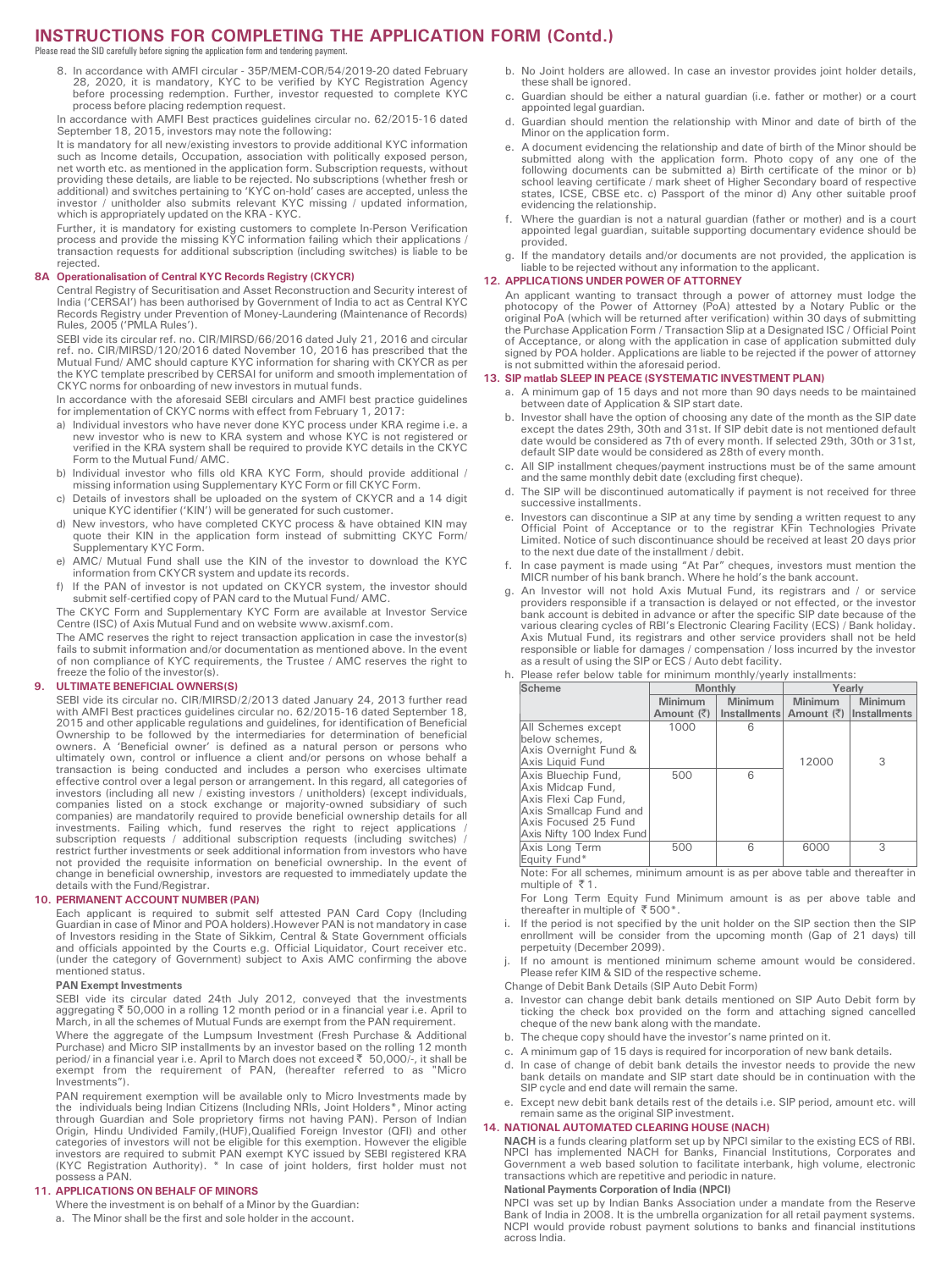## INSTRUCTIONS FOR COMPLETING THE APPLICATION FORM (Contd.)

Please read the SID carefully before signing the application form and tendering payment.

8. In accordance with AMFI circular - 35P/MEM-COR/54/2019-20 dated February 28, 2020, it is mandatory, KYC to be verified by KYC Registration Agency before processing redemption. Further, investor requested to complete KYC process before placing redemption request.

In accordance with AMFI best practices guidelines circular no. 62/2015-16 dated September 18, 2015, investors may note the following:

It is mandatory for all new/existing investors to provide additional KYC information such as Income details, Occupation, association with politically exposed person, net worth etc. as mentioned in the application form. Subscription requests, without providing these details, are liable to be rejected. No subscriptions (whether fresh or additional) and switches pertaining to 'KYC on-hold' cases are accepted, unless the investor / unitholder also submits relevant KYC missing / updated information, which is appropriately updated on the KRA - KYC.

Further, it is mandatory for existing customers to complete In-Person Verification process and provide the missing KYC information failing which their applications / transaction requests for additional subscription (including switches) is liable to be rejected.

### 8A Operationalisation of Central KYC Records Registry (CKYCR)

Central Registry of Securitisation and Asset Reconstruction and Security interest of India ('CERSAI') has been authorised by Government of India to act as Central KYC Records Registry under Prevention of Money-Laundering (Maintenance of Records) Rules, 2005 ('PMLA Rules').

SEBI vide its circular ref. no. CIR/MIRSD/66/2016 dated July 21, 2016 and circular ref. no. CIR/MIRSD/120/2016 dated November 10, 2016 has prescribed that the Mutual Fund/ AMC should capture KYC information for sharing with CKYCR as per the KYC template prescribed by CERSAI for uniform and smooth implementation of CKYC norms for onboarding of new investors in mutual funds.

In accordance with the aforesaid SEBI circulars and AMFI best practice guidelines for implementation of CKYC norms with effect from February 1, 2017:

a) Individual investors who have never done KYC process under KRA regime i.e. a new investor who is new to KRA system and whose KYC is not registered or verified in the KRA system shall be required to provide KYC details in the CKYC Form to the Mutual Fund/ AMC.
b) Individual investor who fills old KRA KYC Form, should provide additional / missing information using Supplementary KYC Form or fill CKYC Form.
c) Details of investors shall be uploaded on the system of CKYCR and a 14 digit unique KYC identifier ('KIN') will be generated for such customer.
d) New investors, who have completed CKYC process & have obtained KIN may quote their KIN in the application form instead of submitting CKYC Form/ Supplementary KYC Form.
e) AMC/ Mutual Fund shall use the KIN of the investor to download the KYC information from CKYCR system and update its records.
f) If the PAN of investor is not updated on CKYCR system, the investor should submit self-certified copy of PAN card to the Mutual Fund/ AMC.

The CKYC Form and Supplementary KYC Form are available at Investor Service Centre (ISC) of Axis Mutual Fund and on website www.axismf.com.

The AMC reserves the right to reject transaction application in case the investor(s) fails to submit information and/or documentation as mentioned above. In the event of non compliance of KYC requirements, the Trustee / AMC reserves the right to freeze the folio of the investor(s).

### 9. ULTIMATE BENEFICIAL OWNERS(S)

SEBI vide its circular no. CIR/MIRSD/2/2013 dated January 24, 2013 further read with AMFI Best practices guidelines circular no. 62/2015-16 dated September 18, 2015 and other applicable regulations and guidelines, for identification of Beneficial Ownership to be followed by the intermediaries for determination of beneficial owners. A 'Beneficial owner' is defined as a natural person or persons who ultimately own, control or influence a client and/or persons on whose behalf a transaction is being conducted and includes a person who exercises ultimate effective control over a legal person or arrangement. In this regard, all categories of investors (including all new / existing investors / unitholders) (except individuals, companies listed on a stock exchange or majority-owned subsidiary of such companies) are mandatorily required to provide beneficial ownership details for all investments. Failing which, fund reserves the right to reject applications / subscription requests / additional subscription requests (including switches) / restrict further investments or seek additional information from investors who have not provided the requisite information on beneficial ownership. In the event of change in beneficial ownership, investors are requested to immediately update the details with the Fund/Registrar.

### 10. PERMANENT ACCOUNT NUMBER (PAN)

Each applicant is required to submit self attested PAN Card Copy (Including Guardian in case of Minor and POA holders).However PAN is not mandatory in case of Investors residing in the State of Sikkim, Central & State Government officials and officials appointed by the Courts e.g. Official Liquidator, Court receiver etc. (under the category of Government) subject to Axis AMC confirming the above mentioned status.

**PAN Exempt Investments**

SEBI vide its circular dated 24th July 2012, conveyed that the investments aggregating ₹ 50,000 in a rolling 12 month period or in a financial year i.e. April to March, in all the schemes of Mutual Funds are exempt from the PAN requirement.

Where the aggregate of the Lumpsum Investment (Fresh Purchase & Additional Purchase) and Micro SIP installments by an investor based on the rolling 12 month period/ in a financial year i.e. April to March does not exceed ₹ 50,000/-, it shall be exempt from the requirement of PAN, (hereafter referred to as "Micro Investments").

PAN requirement exemption will be available only to Micro Investments made by the individuals being Indian Citizens (Including NRIs, Joint Holders*, Minor acting through Guardian and Sole proprietary firms not having PAN). Person of Indian Origin, Hindu Undivided Family,(HUF),Qualified Foreign Investor (QFI) and other categories of investors will not be eligible for this exemption. However the eligible investors are required to submit PAN exempt KYC issued by SEBI registered KRA (KYC Registration Authority). * In case of joint holders, first holder must not possess a PAN.

### 11. APPLICATIONS ON BEHALF OF MINORS

Where the investment is on behalf of a Minor by the Guardian:

a. The Minor shall be the first and sole holder in the account.
b. No Joint holders are allowed. In case an investor provides joint holder details, these shall be ignored.
c. Guardian should be either a natural guardian (i.e. father or mother) or a court appointed legal guardian.
d. Guardian should mention the relationship with Minor and date of birth of the Minor on the application form.
e. A document evidencing the relationship and date of birth of the Minor should be submitted along with the application form. Photo copy of any one of the following documents can be submitted a) Birth certificate of the minor or b) school leaving certificate / mark sheet of Higher Secondary board of respective states, ICSE, CBSE etc. c) Passport of the minor d) Any other suitable proof evidencing the relationship.
f. Where the guardian is not a natural guardian (father or mother) and is a court appointed legal guardian, suitable supporting documentary evidence should be provided.
g. If the mandatory details and/or documents are not provided, the application is liable to be rejected without any information to the applicant.

### 12. APPLICATIONS UNDER POWER OF ATTORNEY

An applicant wanting to transact through a power of attorney must lodge the photocopy of the Power of Attorney (PoA) attested by a Notary Public or the original PoA (which will be returned after verification) within 30 days of submitting the Purchase Application Form / Transaction Slip at a Designated ISC / Official Point of Acceptance, or along with the application in case of application submitted duly signed by POA holder. Applications are liable to be rejected if the power of attorney is not submitted within the aforesaid period.

### 13. SIP matlab SLEEP IN PEACE (SYSTEMATIC INVESTMENT PLAN)

a. A minimum gap of 15 days and not more than 90 days needs to be maintained between date of Application & SIP start date.
b. Investor shall have the option of choosing any date of the month as the SIP date except the dates 29th, 30th and 31st. If SIP debit date is not mentioned default date would be considered as 7th of every month. If selected 29th, 30th or 31st, default SIP date would be considered as 28th of every month.
c. All SIP installment cheques/payment instructions must be of the same amount and the same monthly debit date (excluding first cheque).
d. The SIP will be discontinued automatically if payment is not received for three successive installments.
e. Investors can discontinue a SIP at any time by sending a written request to any Official Point of Acceptance or to the registrar KFin Technologies Private Limited. Notice of such discontinuance should be received at least 20 days prior to the next due date of the installment / debit.
f. In case payment is made using "At Par" cheques, investors must mention the MICR number of his bank branch. Where he hold's the bank account.
g. An Investor will not hold Axis Mutual Fund, its registrars and / or service providers responsible if a transaction is delayed or not effected, or the investor bank account is debited in advance or after the specific SIP date because of the various clearing cycles of RBI's Electronic Clearing Facility (ECS) / Bank holiday. Axis Mutual Fund, its registrars and other service providers shall not be held responsible or liable for damages / compensation / loss incurred by the investor as a result of using the SIP or ECS / Auto debt facility.
h. Please refer below table for minimum monthly/yearly installments:

| Scheme | Monthly | | Yearly | |
|---|---|---|---|---|
| | Minimum Amount (₹) | Minimum Installments | Minimum Amount (₹) | Minimum Installments |
| All Schemes except below schemes, Axis Overnight Fund & Axis Liquid Fund | 1000 | 6 | 12000 | 3 |
| Axis Bluechip Fund, Axis Midcap Fund, Axis Flexi Cap Fund, Axis Smallcap Fund and Axis Focused 25 Fund Axis Nifty 100 Index Fund | 500 | 6 | | |
| Axis Long Term Equity Fund* | 500 | 6 | 6000 | 3 |

Note: For all schemes, minimum amount is as per above table and thereafter in multiple of ₹ 1.

For Long Term Equity Fund Minimum amount is as per above table and thereafter in multiple of ₹ 500*.

i. If the period is not specified by the unit holder on the SIP section then the SIP enrollment will be consider from the upcoming month (Gap of 21 days) till perpetuity (December 2099).
j. If no amount is mentioned minimum scheme amount would be considered. Please refer KIM & SID of the respective scheme.

Change of Debit Bank Details (SIP Auto Debit Form)

a. Investor can change debit bank details mentioned on SIP Auto Debit form by ticking the check box provided on the form and attaching signed cancelled cheque of the new bank along with the mandate.
b. The cheque copy should have the investor's name printed on it.
c. A minimum gap of 15 days is required for incorporation of new bank details.
d. In case of change of debit bank details the investor needs to provide the new bank details on mandate and SIP start date should be in continuation with the SIP cycle and end date will remain the same.
e. Except new debit bank details rest of the details i.e. SIP period, amount etc. will remain same as the original SIP investment.

### 14. NATIONAL AUTOMATED CLEARING HOUSE (NACH)

**NACH** is a funds clearing platform set up by NPCI similar to the existing ECS of RBI. NPCI has implemented NACH for Banks, Financial Institutions, Corporates and Government a web based solution to facilitate interbank, high volume, electronic transactions which are repetitive and periodic in nature.

**National Payments Corporation of India (NPCI)**

NPCI was set up by Indian Banks Association under a mandate from the Reserve Bank of India in 2008. It is the umbrella organization for all retail payment systems. NCPI would provide robust payment solutions to banks and financial institutions across India.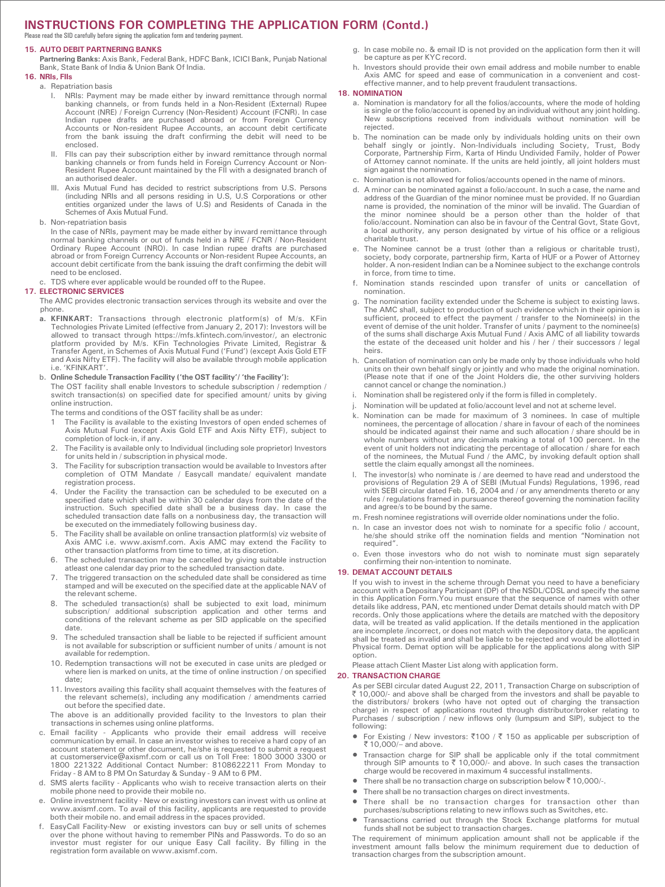# INSTRUCTIONS FOR COMPLETING THE APPLICATION FORM (Contd.)

Please read the SID carefully before signing the application form and tendering payment.

## 15. AUTO DEBIT PARTNERING BANKS

**Partnering Banks:** Axis Bank, Federal Bank, HDFC Bank, ICICI Bank, Punjab National Bank, State Bank of India & Union Bank Of India.

## 16. NRIs, FIIs

a. Repatriation basis

I. NRIs: Payment may be made either by inward remittance through normal banking channels, or from funds held in a Non-Resident (External) Rupee Account (NRE) / Foreign Currency (Non-Resident) Account (FCNR). In case Indian rupee drafts are purchased abroad or from Foreign Currency Accounts or Non-resident Rupee Accounts, an account debit certificate from the bank issuing the draft confirming the debit will need to be enclosed.

II. FIIs can pay their subscription either by inward remittance through normal banking channels or from funds held in Foreign Currency Account or Non-Resident Rupee Account maintained by the FII with a designated branch of an authorised dealer.

III. Axis Mutual Fund has decided to restrict subscriptions from U.S. Persons (including NRIs and all persons residing in U.S, U.S Corporations or other entities organized under the laws of U.S) and Residents of Canada in the Schemes of Axis Mutual Fund.

b. Non-repatriation basis

In the case of NRIs, payment may be made either by inward remittance through normal banking channels or out of funds held in a NRE / FCNR / Non-Resident Ordinary Rupee Account (NRO). In case Indian rupee drafts are purchased abroad or from Foreign Currency Accounts or Non-resident Rupee Accounts, an account debit certificate from the bank issuing the draft confirming the debit will need to be enclosed.

c. TDS where ever applicable would be rounded off to the Rupee.

## 17. ELECTRONIC SERVICES

The AMC provides electronic transaction services through its website and over the phone.

**a. KFINKART:** Transactions through electronic platform(s) of M/s. KFin Technologies Private Limited (effective from January 2, 2017): Investors will be allowed to transact through https://mfs.kfintech.com/investor/, an electronic platform provided by M/s. KFin Technologies Private Limited, Registrar & Transfer Agent, in Schemes of Axis Mutual Fund ('Fund') (except Axis Gold ETF and Axis Nifty ETF). The facility will also be available through mobile application i.e. 'KFINKART'.

**b. Online Schedule Transaction Facility ('the OST facility'/ 'the Facility'):**

The OST facility shall enable Investors to schedule subscription / redemption / switch transaction(s) on specified date for specified amount/ units by giving online instruction.

The terms and conditions of the OST facility shall be as under:

1. The Facility is available to the existing Investors of open ended schemes of Axis Mutual Fund (except Axis Gold ETF and Axis Nifty ETF), subject to completion of lock-in, if any.
2. The Facility is available only to Individual (including sole proprietor) Investors for units held in / subscription in physical mode.
3. The Facility for subscription transaction would be available to Investors after completion of OTM Mandate / Easycall mandate/ equivalent mandate registration process.
4. Under the Facility the transaction can be scheduled to be executed on a specified date which shall be within 30 calendar days from the date of the instruction. Such specified date shall be a business day. In case the scheduled transaction date falls on a nonbusiness day, the transaction will be executed on the immediately following business day.
5. The Facility shall be available on online transaction platform(s) viz website of Axis AMC i.e. www.axismf.com. Axis AMC may extend the Facility to other transaction platforms from time to time, at its discretion.
6. The scheduled transaction may be cancelled by giving suitable instruction atleast one calendar day prior to the scheduled transaction date.
7. The triggered transaction on the scheduled date shall be considered as time stamped and will be executed on the specified date at the applicable NAV of the relevant scheme.
8. The scheduled transaction(s) shall be subjected to exit load, minimum subscription/ additional subscription application and other terms and conditions of the relevant scheme as per SID applicable on the specified date.
9. The scheduled transaction shall be liable to be rejected if sufficient amount is not available for subscription or sufficient number of units / amount is not available for redemption.
10. Redemption transactions will not be executed in case units are pledged or where lien is marked on units, at the time of online instruction / on specified date;
11. Investors availing this facility shall acquaint themselves with the features of the relevant scheme(s), including any modification / amendments carried out before the specified date.

The above is an additionally provided facility to the Investors to plan their transactions in schemes using online platforms.

c. Email facility - Applicants who provide their email address will receive communication by email. In case an investor wishes to receive a hard copy of an account statement or other document, he/she is requested to submit a request at customerservice@axismf.com or call us on Toll Free: 1800 3000 3300 or 1800 221322 Additional Contact Number: 8108622211 From Monday to Friday - 8 AM to 8 PM On Saturday & Sunday - 9 AM to 6 PM.

d. SMS alerts facility - Applicants who wish to receive transaction alerts on their mobile phone need to provide their mobile no.

e. Online investment facility - New or existing investors can invest with us online at www.axismf.com. To avail of this facility, applicants are requested to provide both their mobile no. and email address in the spaces provided.

f. EasyCall Facility-New or existing investors can buy or sell units of schemes over the phone without having to remember PINs and Passwords. To do so an investor must register for our unique Easy Call facility. By filling in the registration form available on www.axismf.com.

g. In case mobile no. & email ID is not provided on the application form then it will be capture as per KYC record.

h. Investors should provide their own email address and mobile number to enable Axis AMC for speed and ease of communication in a convenient and cost-effective manner, and to help prevent fraudulent transactions.

## 18. NOMINATION

a. Nomination is mandatory for all the folios/accounts, where the mode of holding is single or the folio/account is opened by an individual without any joint holding. New subscriptions received from individuals without nomination will be rejected.

b. The nomination can be made only by individuals holding units on their own behalf singly or jointly. Non-Individuals including Society, Trust, Body Corporate, Partnership Firm, Karta of Hindu Undivided Family, holder of Power of Attorney cannot nominate. If the units are held jointly, all joint holders must sign against the nomination.

c. Nomination is not allowed for folios/accounts opened in the name of minors.

d. A minor can be nominated against a folio/account. In such a case, the name and address of the Guardian of the minor nominee must be provided. If no Guardian name is provided, the nomination of the minor will be invalid. The Guardian of the minor nominee should be a person other than the holder of that folio/account. Nomination can also be in favour of the Central Govt, State Govt, a local authority, any person designated by virtue of his office or a religious charitable trust.

e. The Nominee cannot be a trust (other than a religious or charitable trust), society, body corporate, partnership firm, Karta of HUF or a Power of Attorney holder. A non-resident Indian can be a Nominee subject to the exchange controls in force, from time to time.

f. Nomination stands rescinded upon transfer of units or cancellation of nomination.

g. The nomination facility extended under the Scheme is subject to existing laws. The AMC shall, subject to production of such evidence which in their opinion is sufficient, proceed to effect the payment / transfer to the Nominee(s) in the event of demise of the unit holder. Transfer of units / payment to the nominee(s) of the sums shall discharge Axis Mutual Fund / Axis AMC of all liability towards the estate of the deceased unit holder and his / her / their successors / legal heirs.

h. Cancellation of nomination can only be made only by those individuals who hold units on their own behalf singly or jointly and who made the original nomination. (Please note that if one of the Joint Holders die, the other surviving holders cannot cancel or change the nomination.)

i. Nomination shall be registered only if the form is filled in completely.

j. Nomination will be updated at folio/account level and not at scheme level.

k. Nomination can be made for maximum of 3 nominees. In case of multiple nominees, the percentage of allocation / share in favour of each of the nominees should be indicated against their name and such allocation / share should be in whole numbers without any decimals making a total of 100 percent. In the event of unit holders not indicating the percentage of allocation / share for each of the nominees, the Mutual Fund / the AMC, by invoking default option shall settle the claim equally amongst all the nominees.

l. The investor(s) who nominate is / are deemed to have read and understood the provisions of Regulation 29 A of SEBI (Mutual Funds) Regulations, 1996, read with SEBI circular dated Feb. 16, 2004 and / or any amendments thereto or any rules / regulations framed in pursuance thereof governing the nomination facility and agree/s to be bound by the same.

m. Fresh nominee registrations will override older nominations under the folio.

n. In case an investor does not wish to nominate for a specific folio / account, he/she should strike off the nomination fields and mention "Nomination not required".

o. Even those investors who do not wish to nominate must sign separately confirming their non-intention to nominate.

## 19. DEMAT ACCOUNT DETAILS

If you wish to invest in the scheme through Demat you need to have a beneficiary account with a Depositary Participant (DP) of the NSDL/CDSL and specify the same in this Application Form.You must ensure that the sequence of names with other details like address, PAN, etc mentioned under Demat details should match with DP records. Only those applications where the details are matched with the depository data, will be treated as valid application. If the details mentioned in the application are incomplete /incorrect, or does not match with the depository data, the applicant shall be treated as invalid and shall be liable to be rejected and would be allotted in Physical form. Demat option will be applicable for the applications along with SIP option.

Please attach Client Master List along with application form.

## 20. TRANSACTION CHARGE

As per SEBI circular dated August 22, 2011, Transaction Charge on subscription of ₹ 10,000/- and above shall be charged from the investors and shall be payable to the distributors/ brokers (who have not opted out of charging the transaction charge) in respect of applications routed through distributor/broker relating to Purchases / subscription / new inflows only (lumpsum and SIP), subject to the following:

- For Existing / New investors: ₹100 / ₹ 150 as applicable per subscription of ₹ 10,000/– and above.
- Transaction charge for SIP shall be applicable only if the total commitment through SIP amounts to ₹ 10,000/- and above. In such cases the transaction charge would be recovered in maximum 4 successful installments.
- There shall be no transaction charge on subscription below ₹ 10,000/-.
- There shall be no transaction charges on direct investments.
- There shall be no transaction charges for transaction other than purchases/subscriptions relating to new inflows such as Switches, etc.
- Transactions carried out through the Stock Exchange platforms for mutual funds shall not be subject to transaction charges.

The requirement of minimum application amount shall not be applicable if the investment amount falls below the minimum requirement due to deduction of transaction charges from the subscription amount.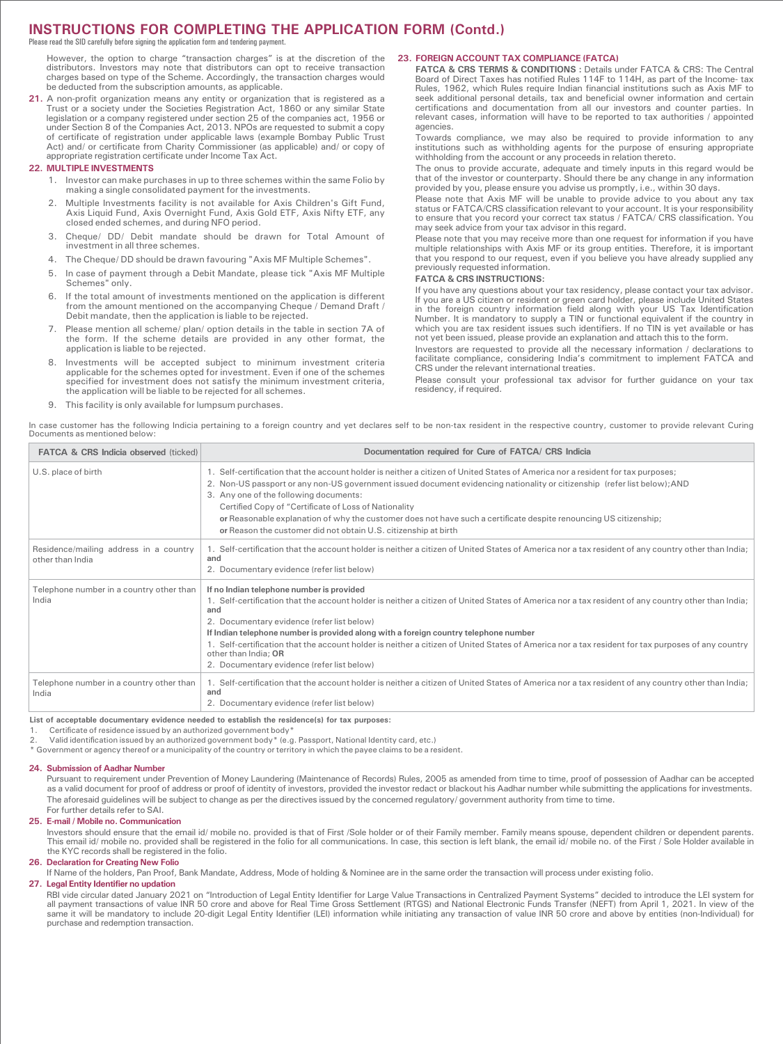# INSTRUCTIONS FOR COMPLETING THE APPLICATION FORM (Contd.)

Please read the SID carefully before signing the application form and tendering payment.

However, the option to charge "transaction charges" is at the discretion of the distributors. Investors may note that distributors can opt to receive transaction charges based on type of the Scheme. Accordingly, the transaction charges would be deducted from the subscription amounts, as applicable.

**21.** A non-profit organization means any entity or organization that is registered as a Trust or a society under the Societies Registration Act, 1860 or any similar State legislation or a company registered under section 25 of the companies act, 1956 or under Section 8 of the Companies Act, 2013. NPOs are requested to submit a copy of certificate of registration under applicable laws (example Bombay Public Trust Act) and/ or certificate from Charity Commissioner (as applicable) and/ or copy of appropriate registration certificate under Income Tax Act.

### 22. MULTIPLE INVESTMENTS

1. Investor can make purchases in up to three schemes within the same Folio by making a single consolidated payment for the investments.
2. Multiple Investments facility is not available for Axis Children's Gift Fund, Axis Liquid Fund, Axis Overnight Fund, Axis Gold ETF, Axis Nifty ETF, any closed ended schemes, and during NFO period.
3. Cheque/ DD/ Debit mandate should be drawn for Total Amount of investment in all three schemes.
4. The Cheque/ DD should be drawn favouring "Axis MF Multiple Schemes".
5. In case of payment through a Debit Mandate, please tick "Axis MF Multiple Schemes" only.
6. If the total amount of investments mentioned on the application is different from the amount mentioned on the accompanying Cheque / Demand Draft / Debit mandate, then the application is liable to be rejected.
7. Please mention all scheme/ plan/ option details in the table in section 7A of the form. If the scheme details are provided in any other format, the application is liable to be rejected.
8. Investments will be accepted subject to minimum investment criteria applicable for the schemes opted for investment. Even if one of the schemes specified for investment does not satisfy the minimum investment criteria, the application will be liable to be rejected for all schemes.
9. This facility is only available for lumpsum purchases.

### 23. FOREIGN ACCOUNT TAX COMPLIANCE (FATCA)

**FATCA & CRS TERMS & CONDITIONS :** Details under FATCA & CRS: The Central Board of Direct Taxes has notified Rules 114F to 114H, as part of the Income- tax Rules, 1962, which Rules require Indian financial institutions such as Axis MF to seek additional personal details, tax and beneficial owner information and certain certifications and documentation from all our investors and counter parties. In relevant cases, information will have to be reported to tax authorities / appointed agencies.

Towards compliance, we may also be required to provide information to any institutions such as withholding agents for the purpose of ensuring appropriate withholding from the account or any proceeds in relation thereto.

The onus to provide accurate, adequate and timely inputs in this regard would be that of the investor or counterparty. Should there be any change in any information provided by you, please ensure you advise us promptly, i.e., within 30 days.

Please note that Axis MF will be unable to provide advice to you about any tax status or FATCA/CRS classification relevant to your account. It is your responsibility to ensure that you record your correct tax status / FATCA/ CRS classification. You may seek advice from your tax advisor in this regard.

Please note that you may receive more than one request for information if you have multiple relationships with Axis MF or its group entities. Therefore, it is important that you respond to our request, even if you believe you have already supplied any previously requested information.

**FATCA & CRS INSTRUCTIONS:**

If you have any questions about your tax residency, please contact your tax advisor. If you are a US citizen or resident or green card holder, please include United States in the foreign country information field along with your US Tax Identification Number. It is mandatory to supply a TIN or functional equivalent if the country in which you are tax resident issues such identifiers. If no TIN is yet available or has not yet been issued, please provide an explanation and attach this to the form.

Investors are requested to provide all the necessary information / declarations to facilitate compliance, considering India's commitment to implement FATCA and CRS under the relevant international treaties.

Please consult your professional tax advisor for further guidance on your tax residency, if required.

In case customer has the following Indicia pertaining to a foreign country and yet declares self to be non-tax resident in the respective country, customer to provide relevant Curing Documents as mentioned below:

| **FATCA & CRS Indicia observed** (ticked) | **Documentation required for Cure of FATCA/ CRS Indicia** |
|---|---|
| U.S. place of birth | 1. Self-certification that the account holder is neither a citizen of United States of America nor a resident for tax purposes;<br>2. Non-US passport or any non-US government issued document evidencing nationality or citizenship (refer list below); AND<br>3. Any one of the following documents:<br>Certified Copy of "Certificate of Loss of Nationality<br>**or** Reasonable explanation of why the customer does not have such a certificate despite renouncing US citizenship;<br>**or** Reason the customer did not obtain U.S. citizenship at birth |
| Residence/mailing address in a country other than India | 1. Self-certification that the account holder is neither a citizen of United States of America nor a tax resident of any country other than India; **and**<br>2. Documentary evidence (refer list below) |
| Telephone number in a country other than India | **If no Indian telephone number is provided**<br>1. Self-certification that the account holder is neither a citizen of United States of America nor a tax resident of any country other than India; **and**<br>2. Documentary evidence (refer list below)<br>**If Indian telephone number is provided along with a foreign country telephone number**<br>1. Self-certification that the account holder is neither a citizen of United States of America nor a tax resident for tax purposes of any country other than India; **OR**<br>2. Documentary evidence (refer list below) |
| Telephone number in a country other than India | 1. Self-certification that the account holder is neither a citizen of United States of America nor a tax resident of any country other than India; **and**<br>2. Documentary evidence (refer list below) |

**List of acceptable documentary evidence needed to establish the residence(s) for tax purposes:**

1. Certificate of residence issued by an authorized government body*
2. Valid identification issued by an authorized government body* (e.g. Passport, National Identity card, etc.)

\* Government or agency thereof or a municipality of the country or territory in which the payee claims to be a resident.

### 24. Submission of Aadhar Number

Pursuant to requirement under Prevention of Money Laundering (Maintenance of Records) Rules, 2005 as amended from time to time, proof of possession of Aadhar can be accepted as a valid document for proof of address or proof of identity of investors, provided the investor redact or blackout his Aadhar number while submitting the applications for investments. The aforesaid guidelines will be subject to change as per the directives issued by the concerned regulatory/ government authority from time to time.

For further details refer to SAI.

### 25. E-mail / Mobile no. Communication

Investors should ensure that the email id/ mobile no. provided is that of First /Sole holder or of their Family member. Family means spouse, dependent children or dependent parents. This email id/ mobile no. provided shall be registered in the folio for all communications. In case, this section is left blank, the email id/ mobile no. of the First / Sole Holder available in the KYC records shall be registered in the folio.

### 26. Declaration for Creating New Folio

If Name of the holders, Pan Proof, Bank Mandate, Address, Mode of holding & Nominee are in the same order the transaction will process under existing folio.

### 27. Legal Entity Identifier no updation

RBI vide circular dated January 2021 on "Introduction of Legal Entity Identifier for Large Value Transactions in Centralized Payment Systems" decided to introduce the LEI system for all payment transactions of value INR 50 crore and above for Real Time Gross Settlement (RTGS) and National Electronic Funds Transfer (NEFT) from April 1, 2021. In view of the same it will be mandatory to include 20-digit Legal Entity Identifier (LEI) information while initiating any transaction of value INR 50 crore and above by entities (non-Individual) for purchase and redemption transaction.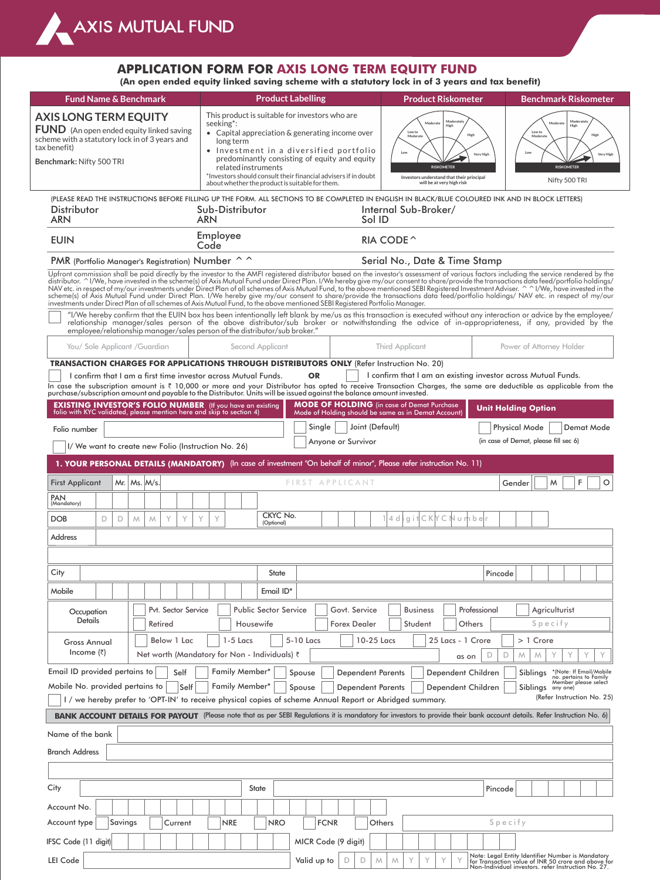AXIS MUTUAL FUND

# APPLICATION FORM FOR AXIS LONG TERM EQUITY FUND

**(An open ended equity linked saving scheme with a statutory lock in of 3 years and tax benefit)**

| Fund Name & Benchmark | Product Labelling | Product Riskometer | Benchmark Riskometer |
|---|---|---|---|
| **AXIS LONG TERM EQUITY FUND** (An open ended equity linked saving scheme with a statutory lock in of 3 years and tax benefit) **Benchmark:** Nifty 500 TRI | This product is suitable for investors who are seeking*: • Capital appreciation & generating income over long term • Investment in a diversified portfolio predominantly consisting of equity and equity related instruments *Investors should consult their financial advisers if in doubt about whether the product is suitable for them. | RISKOMETER Investors understand that their principal will be at very high risk | RISKOMETER Nifty 500 TRI |

(PLEASE READ THE INSTRUCTIONS BEFORE FILLING UP THE FORM. ALL SECTIONS TO BE COMPLETED IN ENGLISH IN BLACK/BLUE COLOURED INK AND IN BLOCK LETTERS)

| Distributor ARN | Sub-Distributor ARN | Internal Sub-Broker/ Sol ID |
|---|---|---|
| EUIN | Employee Code | RIA CODE ^ |
| PMR (Portfolio Manager's Registration) Number ^ ^ | | Serial No., Date & Time Stamp |

Upfront commission shall be paid directly by the investor to the AMFI registered distributor based on the investor's assessment of various factors including the service rendered by the distributor. ^ I/We, have invested in the scheme(s) of Axis Mutual Fund under Direct Plan. I/We hereby give my/our consent to share/provide the transactions data feed/portfolio holdings/ NAV etc. in respect of my/our investments under Direct Plan of all schemes of Axis Mutual Fund, to the above mentioned SEBI Registered Investment Adviser. ^ ^ I/We, have invested in the scheme(s) of Axis Mutual Fund under Direct Plan. I/We hereby give my/our consent to share/provide the transactions data feed/portfolio holdings/ NAV etc. in respect of my/our investments under Direct Plan of all schemes of Axis Mutual Fund, to the above mentioned SEBI Registered Portfolio Manager.

☐ "I/We hereby confirm that the EUIN box has been intentionally left blank by me/us as this transaction is executed without any interaction or advice by the employee/ relationship manager/sales person of the above distributor/sub broker or notwithstanding the advice of in-appropriateness, if any, provided by the employee/relationship manager/sales person of the distributor/sub broker."

| You/ Sole Applicant /Guardian | Second Applicant | Third Applicant | Power of Attorney Holder |
|---|---|---|---|
| | | | |

**TRANSACTION CHARGES FOR APPLICATIONS THROUGH DISTRIBUTORS ONLY** (Refer Instruction No. 20)

☐ I confirm that I am a first time investor across Mutual Funds. **OR** ☐ I confirm that I am an existing investor across Mutual Funds.

In case the subscription amount is ₹ 10,000 or more and your Distributor has opted to receive Transaction Charges, the same are deductible as applicable from the purchase/subscription amount and payable to the Distributor. Units will be issued against the balance amount invested.

| **EXISTING INVESTOR'S FOLIO NUMBER** (If you have an existing folio with KYC validated, please mention here and skip to section 4) | **MODE OF HOLDING** (in case of Demat Purchase Mode of Holding should be same as in Demat Account) | **Unit Holding Option** |
|---|---|---|
| Folio number | ☐ Single ☐ Joint (Default) ☐ Anyone or Survivor | ☐ Physical Mode ☐ Demat Mode (in case of Demat, please fill sec 6) |
| ☐ I/ We want to create new Folio (Instruction No. 26) | | |

## 1. YOUR PERSONAL DETAILS (MANDATORY) (In case of investment "On behalf of minor", Please refer instruction No. 11)

| | | | |
|---|---|---|---|
| First Applicant | Mr. Ms. M/s. FIRST APPLICANT | | Gender ☐ M ☐ F ☐ O |
| PAN (Mandatory) | | | |
| DOB | D D M M Y Y Y Y | CKYC No. (Optional) | 14 digit CKYC Number |
| Address | | | |
| City | | State | Pincode |
| Mobile | | Email ID* | |

Occupation Details: ☐ Pvt. Sector Service ☐ Public Sector Service ☐ Govt. Service ☐ Business ☐ Professional ☐ Agriculturist ☐ Retired ☐ Housewife ☐ Forex Dealer ☐ Student ☐ Others Specify

Gross Annual Income (₹): ☐ Below 1 Lac ☐ 1-5 Lacs ☐ 5-10 Lacs ☐ 10-25 Lacs ☐ 25 Lacs - 1 Crore ☐ > 1 Crore

Net worth (Mandatory for Non - Individuals) ₹ ______ as on D D M M Y Y Y Y

Email ID provided pertains to ☐ Self ☐ Family Member* ☐ Spouse ☐ Dependent Parents ☐ Dependent Children ☐ Siblings

Mobile No. provided pertains to ☐ Self ☐ Family Member* ☐ Spouse ☐ Dependent Parents ☐ Dependent Children ☐ Siblings

*(Note: If Email/Mobile no. pertains to Family Member please select any one)

☐ I / we hereby prefer to 'OPT-IN' to receive physical copies of scheme Annual Report or Abridged summary. (Refer Instruction No. 25)

**BANK ACCOUNT DETAILS FOR PAYOUT** (Please note that as per SEBI Regulations it is mandatory for investors to provide their bank account details. Refer Instruction No. 6)

| | | | |
|---|---|---|---|
| Name of the bank | | | |
| Branch Address | | | |
| City | | State | Pincode |
| Account No. | | | |
| Account type | ☐ Savings ☐ Current ☐ NRE ☐ NRO ☐ FCNR ☐ Others | Specify | |
| IFSC Code (11 digit) | | MICR Code (9 digit) | |
| LEI Code | | Valid up to D D M M Y Y Y Y | Note: Legal Entity Identifier Number is Mandatory for Transaction value of INR 50 crore and above for Non-Individual investors. refer Instruction No. 27. |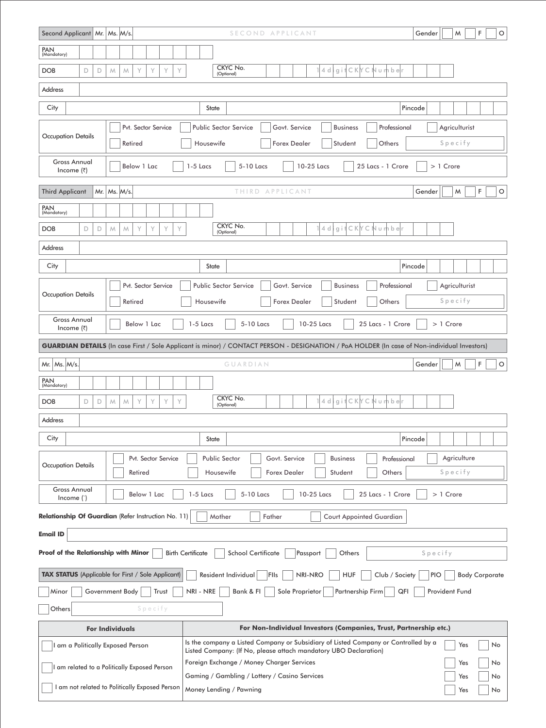| Second Applicant | Mr. | Ms. | M/s. | SECOND APPLICANT | Gender | M | F | O |
|---|---|---|---|---|---|---|---|---|

| PAN (Mandatory) | |
|---|---|

| DOB | D D M M Y Y Y Y | CKYC No. (Optional) | 14 digit CKYC Number |
|---|---|---|---|

| Address | |
|---|---|

| City | | State | | Pincode | |
|---|---|---|---|---|---|

| Occupation Details | Pvt. Sector Service | Public Sector Service | Govt. Service | Business | Professional | Agriculturist |
|---|---|---|---|---|---|---|
| | Retired | Housewife | Forex Dealer | Student | Others | Specify |

| Gross Annual Income (₹) | Below 1 Lac | 1-5 Lacs | 5-10 Lacs | 10-25 Lacs | 25 Lacs - 1 Crore | > 1 Crore |
|---|---|---|---|---|---|---|

| Third Applicant | Mr. | Ms. | M/s. | THIRD APPLICANT | Gender | M | F | O |
|---|---|---|---|---|---|---|---|---|

| PAN (Mandatory) | |
|---|---|

| DOB | D D M M Y Y Y Y | CKYC No. (Optional) | 14 digit CKYC Number |
|---|---|---|---|

| Address | |
|---|---|

| City | | State | | Pincode | |
|---|---|---|---|---|---|

| Occupation Details | Pvt. Sector Service | Public Sector Service | Govt. Service | Business | Professional | Agriculturist |
|---|---|---|---|---|---|---|
| | Retired | Housewife | Forex Dealer | Student | Others | Specify |

| Gross Annual Income (₹) | Below 1 Lac | 1-5 Lacs | 5-10 Lacs | 10-25 Lacs | 25 Lacs - 1 Crore | > 1 Crore |
|---|---|---|---|---|---|---|

**GUARDIAN DETAILS** (In case First / Sole Applicant is minor) / CONTACT PERSON - DESIGNATION / PoA HOLDER (In case of Non-individual Investors)

| Mr. | Ms. | M/s. | GUARDIAN | Gender | M | F | O |
|---|---|---|---|---|---|---|---|

| PAN (Mandatory) | |
|---|---|

| DOB | D D M M Y Y Y Y | CKYC No. (Optional) | 14 digit CKYC Number |
|---|---|---|---|

| Address | |
|---|---|

| City | | State | | Pincode | |
|---|---|---|---|---|---|

| Occupation Details | Pvt. Sector Service | Public Sector | Govt. Service | Business | Professional | Agriculture |
|---|---|---|---|---|---|---|
| | Retired | Housewife | Forex Dealer | Student | Others | Specify |

| Gross Annual Income (`) | Below 1 Lac | 1-5 Lacs | 5-10 Lacs | 10-25 Lacs | 25 Lacs - 1 Crore | > 1 Crore |
|---|---|---|---|---|---|---|

**Relationship Of Guardian** (Refer Instruction No. 11) ☐ Mother ☐ Father ☐ Court Appointed Guardian

**Email ID** ____________________

**Proof of the Relationship with Minor** ☐ Birth Certificate ☐ School Certificate ☐ Passport ☐ Others Specify ________

**TAX STATUS** (Applicable for First / Sole Applicant) ☐ Resident Individual ☐ FIIs ☐ NRI-NRO ☐ HUF ☐ Club / Society ☐ PIO ☐ Body Corporate ☐ Minor ☐ Government Body ☐ Trust ☐ NRI - NRE ☐ Bank & FI ☐ Sole Proprietor ☐ Partnership Firm ☐ QFI ☐ Provident Fund ☐ Others Specify ________

| For Individuals | For Non-Individual Investors (Companies, Trust, Partnership etc.) | | |
|---|---|---|---|
| ☐ I am a Politically Exposed Person | Is the company a Listed Company or Subsidiary of Listed Company or Controlled by a Listed Company: (If No, please attach mandatory UBO Declaration) | ☐ Yes | ☐ No |
| ☐ I am related to a Politically Exposed Person | Foreign Exchange / Money Charger Services | ☐ Yes | ☐ No |
| | Gaming / Gambling / Lottery / Casino Services | ☐ Yes | ☐ No |
| ☐ I am not related to Politically Exposed Person | Money Lending / Pawning | ☐ Yes | ☐ No |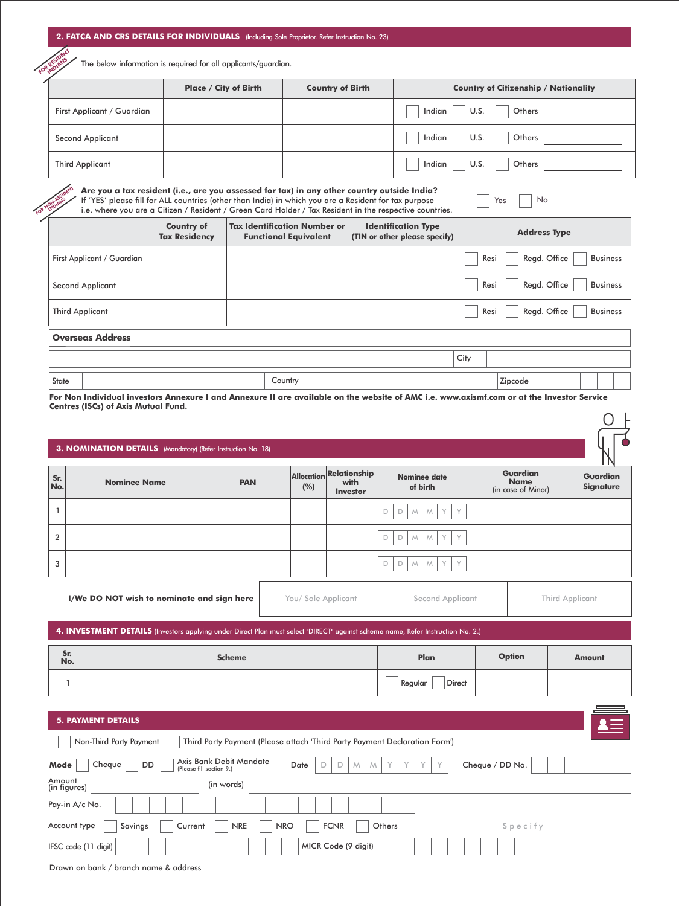## 2. FATCA AND CRS DETAILS FOR INDIVIDUALS (Including Sole Proprietor. Refer Instruction No. 23)

FOR RESIDENT INDIANS

The below information is required for all applicants/guardian.

| | Place / City of Birth | Country of Birth | Country of Citizenship / Nationality |
|---|---|---|---|
| First Applicant / Guardian | | | ☐ Indian ☐ U.S. ☐ Others ________ |
| Second Applicant | | | ☐ Indian ☐ U.S. ☐ Others ________ |
| Third Applicant | | | ☐ Indian ☐ U.S. ☐ Others ________ |

FOR NON-RESIDENT INDIANS

**Are you a tax resident (i.e., are you assessed for tax) in any other country outside India?**
If 'YES' please fill for ALL countries (other than India) in which you are a Resident for tax purpose i.e. where you are a Citizen / Resident / Green Card Holder / Tax Resident in the respective countries. ☐ Yes ☐ No

| | Country of Tax Residency | Tax Identification Number or Functional Equivalent | Identification Type (TIN or other please specify) | Address Type |
|---|---|---|---|---|
| First Applicant / Guardian | | | | ☐ Resi ☐ Regd. Office ☐ Business |
| Second Applicant | | | | ☐ Resi ☐ Regd. Office ☐ Business |
| Third Applicant | | | | ☐ Resi ☐ Regd. Office ☐ Business |

**Overseas Address** ________

City ________

State ________ Country ________ Zipcode ________

**For Non Individual investors Annexure I and Annexure II are available on the website of AMC i.e. www.axismf.com or at the Investor Service Centres (ISCs) of Axis Mutual Fund.**

## 3. NOMINATION DETAILS (Mandatory) (Refer Instruction No. 18)

| Sr. No. | Nominee Name | PAN | Allocation (%) | Relationship with Investor | Nominee date of birth | Guardian Name (in case of Minor) | Guardian Signature |
|---|---|---|---|---|---|---|---|
| 1 | | | | | D D M M Y Y | | |
| 2 | | | | | D D M M Y Y | | |
| 3 | | | | | D D M M Y Y | | |

☐ **I/We DO NOT wish to nominate and sign here**

| You/ Sole Applicant | Second Applicant | Third Applicant |
|---|---|---|
| | | |

## 4. INVESTMENT DETAILS (Investors applying under Direct Plan must select "DIRECT" against scheme name, Refer Instruction No. 2.)

| Sr. No. | Scheme | Plan | Option | Amount |
|---|---|---|---|---|
| 1 | | ☐ Regular ☐ Direct | | |

## 5. PAYMENT DETAILS

☐ Non-Third Party Payment ☐ Third Party Payment (Please attach 'Third Party Payment Declaration Form')

Mode ☐ Cheque ☐ DD ☐ Axis Bank Debit Mandate (Please fill section 9.) Date D D M M Y Y Y Y Cheque / DD No. ________

Amount (in figures) ________ (in words) ________

Pay-in A/c No. ________

Account type ☐ Savings ☐ Current ☐ NRE ☐ NRO ☐ FCNR ☐ Others Specify ________

IFSC code (11 digit) ________ MICR Code (9 digit) ________

Drawn on bank / branch name & address ________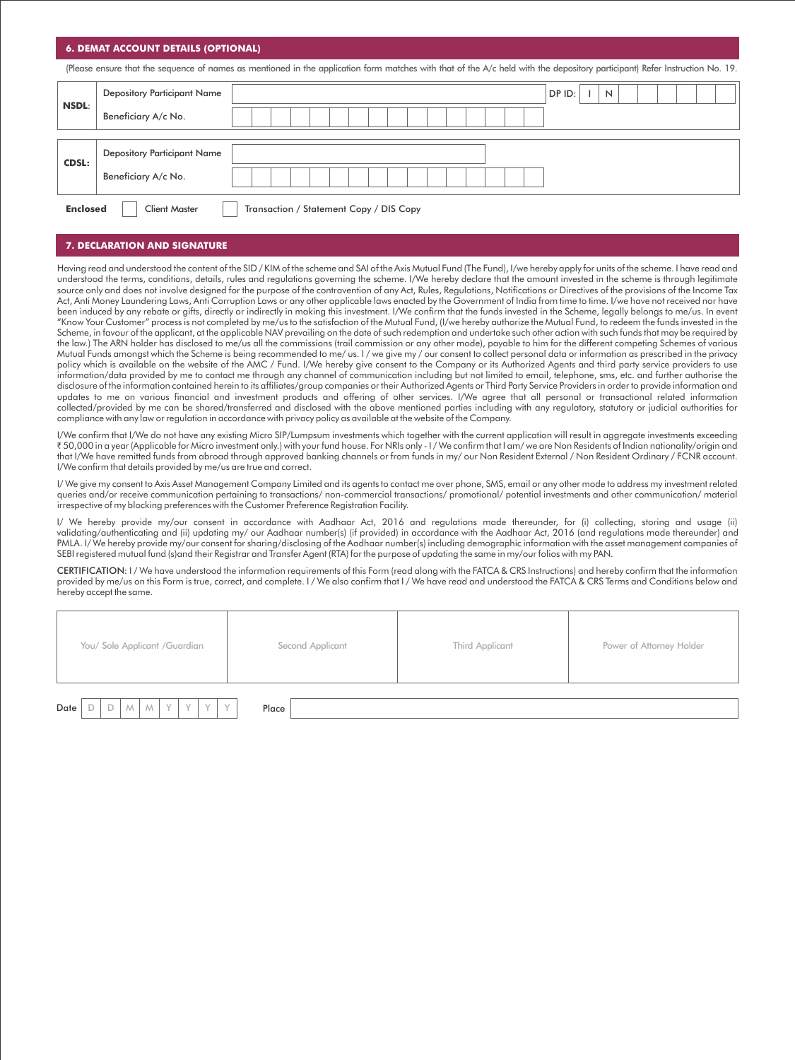## 6. DEMAT ACCOUNT DETAILS (OPTIONAL)

(Please ensure that the sequence of names as mentioned in the application form matches with that of the A/c held with the depository participant) Refer Instruction No. 19.

| | | | |
|---|---|---|---|
| **NSDL:** | Depository Participant Name | | DP ID: I N |
| | Beneficiary A/c No. | | |

| | | |
|---|---|---|
| **CDSL:** | Depository Participant Name | |
| | Beneficiary A/c No. | |

**Enclosed** ☐ Client Master ☐ Transaction / Statement Copy / DIS Copy

## 7. DECLARATION AND SIGNATURE

Having read and understood the content of the SID / KIM of the scheme and SAI of the Axis Mutual Fund (The Fund), I/we hereby apply for units of the scheme. I have read and understood the terms, conditions, details, rules and regulations governing the scheme. I/We hereby declare that the amount invested in the scheme is through legitimate source only and does not involve designed for the purpose of the contravention of any Act, Rules, Regulations, Notifications or Directives of the provisions of the Income Tax Act, Anti Money Laundering Laws, Anti Corruption Laws or any other applicable laws enacted by the Government of India from time to time. I/we have not received nor have been induced by any rebate or gifts, directly or indirectly in making this investment. I/We confirm that the funds invested in the Scheme, legally belongs to me/us. In event "Know Your Customer" process is not completed by me/us to the satisfaction of the Mutual Fund, (I/we hereby authorize the Mutual Fund, to redeem the funds invested in the Scheme, in favour of the applicant, at the applicable NAV prevailing on the date of such redemption and undertake such other action with such funds that may be required by the law.) The ARN holder has disclosed to me/us all the commissions (trail commission or any other mode), payable to him for the different competing Schemes of various Mutual Funds amongst which the Scheme is being recommended to me/ us. I / we give my / our consent to collect personal data or information as prescribed in the privacy policy which is available on the website of the AMC / Fund. I/We hereby give consent to the Company or its Authorized Agents and third party service providers to use information/data provided by me to contact me through any channel of communication including but not limited to email, telephone, sms, etc. and further authorise the disclosure of the information contained herein to its affiliates/group companies or their Authorized Agents or Third Party Service Providers in order to provide information and updates to me on various financial and investment products and offering of other services. I/We agree that all personal or transactional related information collected/provided by me can be shared/transferred and disclosed with the above mentioned parties including with any regulatory, statutory or judicial authorities for compliance with any law or regulation in accordance with privacy policy as available at the website of the Company.

I/We confirm that I/We do not have any existing Micro SIP/Lumpsum investments which together with the current application will result in aggregate investments exceeding ₹ 50,000 in a year (Applicable for Micro investment only.) with your fund house. For NRIs only - I / We confirm that I am/ we are Non Residents of Indian nationality/origin and that I/We have remitted funds from abroad through approved banking channels or from funds in my/ our Non Resident External / Non Resident Ordinary / FCNR account. I/We confirm that details provided by me/us are true and correct.

I/ We give my consent to Axis Asset Management Company Limited and its agents to contact me over phone, SMS, email or any other mode to address my investment related queries and/or receive communication pertaining to transactions/ non-commercial transactions/ promotional/ potential investments and other communication/ material irrespective of my blocking preferences with the Customer Preference Registration Facility.

I/ We hereby provide my/our consent in accordance with Aadhaar Act, 2016 and regulations made thereunder, for (i) collecting, storing and usage (ii) validating/authenticating and (ii) updating my/ our Aadhaar number(s) (if provided) in accordance with the Aadhaar Act, 2016 (and regulations made thereunder) and PMLA. I/ We hereby provide my/our consent for sharing/disclosing of the Aadhaar number(s) including demographic information with the asset management companies of SEBI registered mutual fund (s)and their Registrar and Transfer Agent (RTA) for the purpose of updating the same in my/our folios with my PAN.

CERTIFICATION: I / We have understood the information requirements of this Form (read along with the FATCA & CRS Instructions) and hereby confirm that the information provided by me/us on this Form is true, correct, and complete. I / We also confirm that I / We have read and understood the FATCA & CRS Terms and Conditions below and hereby accept the same.

| You/ Sole Applicant /Guardian | Second Applicant | Third Applicant | Power of Attorney Holder |
|---|---|---|---|
| | | | |

Date D D M M Y Y Y Y Place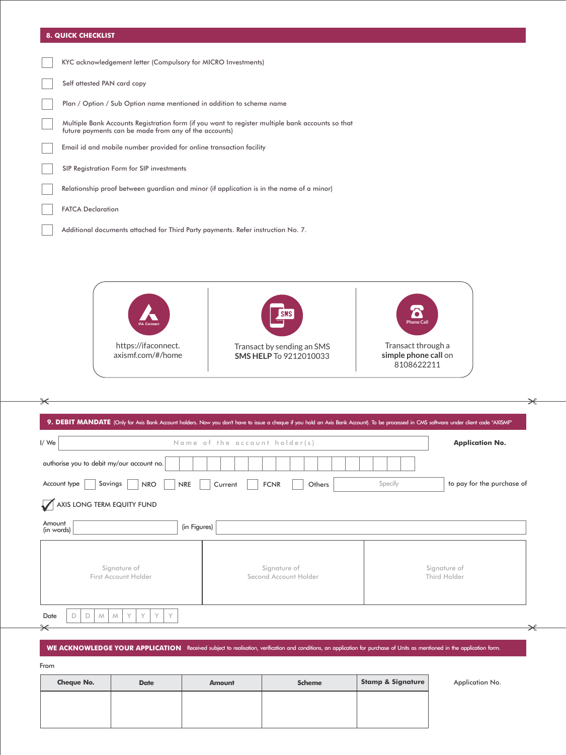## 8. QUICK CHECKLIST

- ☐ KYC acknowledgement letter (Compulsory for MICRO Investments)
- ☐ Self attested PAN card copy
- ☐ Plan / Option / Sub Option name mentioned in addition to scheme name
- ☐ Multiple Bank Accounts Registration form (if you want to register multiple bank accounts so that future payments can be made from any of the accounts)
- ☐ Email id and mobile number provided for online transaction facility
- ☐ SIP Registration Form for SIP investments
- ☐ Relationship proof between guardian and minor (if application is in the name of a minor)
- ☐ FATCA Declaration
- ☐ Additional documents attached for Third Party payments. Refer instruction No. 7.

| IFA Connect | SMS | Phone Call |
|---|---|---|
| https://ifaconnect.axismf.com/#/home | Transact by sending an SMS **SMS HELP** To 9212010033 | Transact through a **simple phone call** on 8108622211 |

## 9. DEBIT MANDATE (Only for Axis Bank Account holders. Now you don't have to issue a cheque if you hold an Axis Bank Account). To be processed in CMS software under client code "AXISMF"

I/ We ______________ (Name of the account holder(s)) **Application No.**

authorise you to debit my/our account no. ______________

Account type ☐ Savings ☐ NRO ☐ NRE ☐ Current ☐ FCNR ☐ Others ______ (Specify) to pay for the purchase of

☑ AXIS LONG TERM EQUITY FUND

Amount (in words) ______________ (in Figures) ______________

| Signature of First Account Holder | Signature of Second Account Holder | Signature of Third Holder |
|---|---|---|
| | | |

Date D D M M Y Y Y Y

## WE ACKNOWLEDGE YOUR APPLICATION

Received subject to realisation, verification and conditions, an application for purchase of Units as mentioned in the application form.

From

| Cheque No. | Date | Amount | Scheme | Stamp & Signature |
|---|---|---|---|---|
| | | | | |

Application No.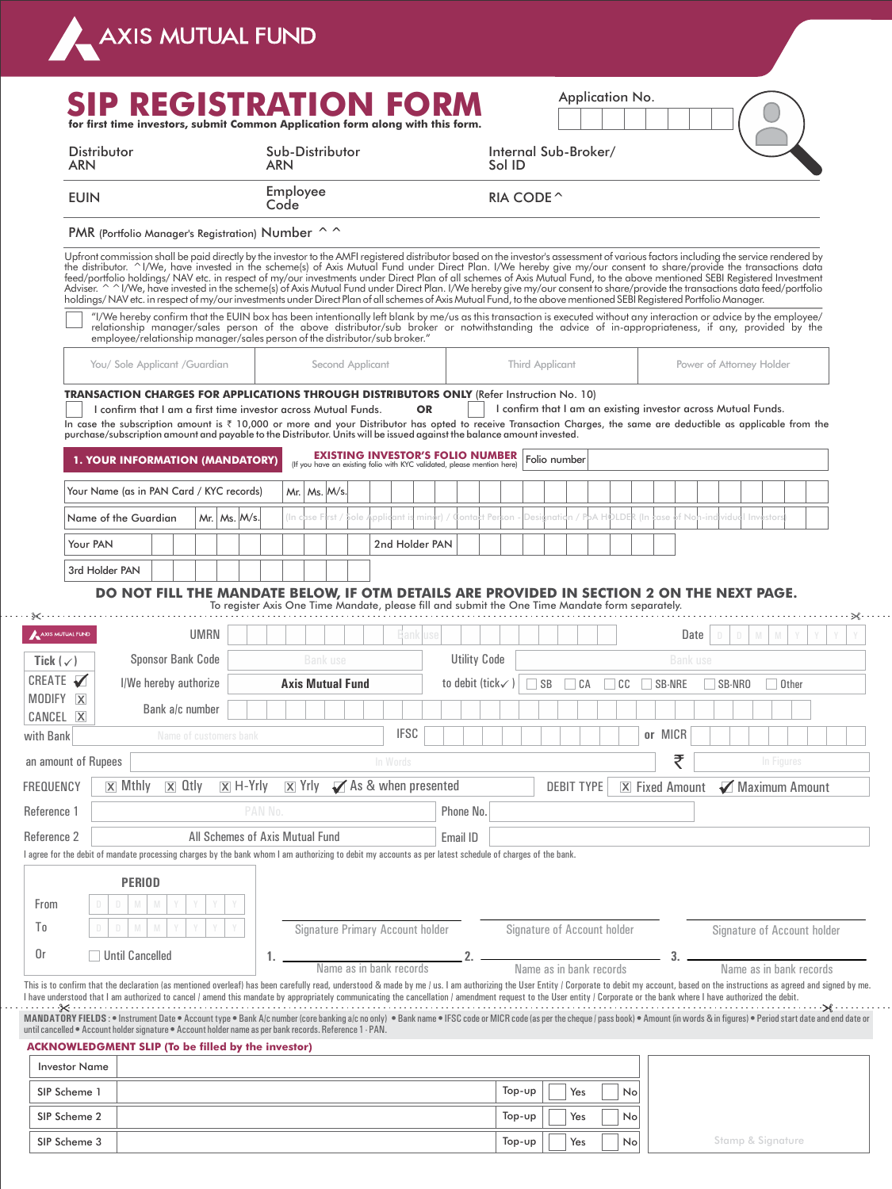AXIS MUTUAL FUND

# SIP REGISTRATION FORM

**for first time investors, submit Common Application form along with this form.**

Application No.

| Distributor ARN | Sub-Distributor ARN | Internal Sub-Broker/ Sol ID |
|---|---|---|
| EUIN | Employee Code | RIA CODE ^ |

PMR (Portfolio Manager's Registration) Number ^ ^

Upfront commission shall be paid directly by the investor to the AMFI registered distributor based on the investor's assessment of various factors including the service rendered by the distributor. ^ I/We, have invested in the scheme(s) of Axis Mutual Fund under Direct Plan. I/We hereby give my/our consent to share/provide the transactions data feed/portfolio holdings/ NAV etc. in respect of my/our investments under Direct Plan of all schemes of Axis Mutual Fund, to the above mentioned SEBI Registered Investment Adviser. ^ ^ I/We, have invested in the scheme(s) of Axis Mutual Fund under Direct Plan. I/We hereby give my/our consent to share/provide the transactions data feed/portfolio holdings/ NAV etc. in respect of my/our investments under Direct Plan of all schemes of Axis Mutual Fund, to the above mentioned SEBI Registered Portfolio Manager.

☐ "I/We hereby confirm that the EUIN box has been intentionally left blank by me/us as this transaction is executed without any interaction or advice by the employee/relationship manager/sales person of the above distributor/sub broker or notwithstanding the advice of in-appropriateness, if any, provided by the employee/relationship manager/sales person of the distributor/sub broker."

| You/ Sole Applicant /Guardian | Second Applicant | Third Applicant | Power of Attorney Holder |
|---|---|---|---|
| | | | |

**TRANSACTION CHARGES FOR APPLICATIONS THROUGH DISTRIBUTORS ONLY** (Refer Instruction No. 10)

☐ I confirm that I am a first time investor across Mutual Funds. **OR** ☐ I confirm that I am an existing investor across Mutual Funds.

In case the subscription amount is ₹ 10,000 or more and your Distributor has opted to receive Transaction Charges, the same are deductible as applicable from the purchase/subscription amount and payable to the Distributor. Units will be issued against the balance amount invested.

## 1. YOUR INFORMATION (MANDATORY)

**EXISTING INVESTOR'S FOLIO NUMBER** (If you have an existing folio with KYC validated, please mention here) Folio number

| | |
|---|---|
| Your Name (as in PAN Card / KYC records) | Mr. / Ms. / M/s. |
| Name of the Guardian | Mr. / Ms. / M/s. (In case First / Sole Applicant is minor) / Contact Person - Designation / PoA HOLDER (In case of Non-individual Investors) |
| Your PAN | 2nd Holder PAN |
| 3rd Holder PAN | |

**DO NOT FILL THE MANDATE BELOW, IF OTM DETAILS ARE PROVIDED IN SECTION 2 ON THE NEXT PAGE.**

To register Axis One Time Mandate, please fill and submit the One Time Mandate form separately.

---

AXIS MUTUAL FUND

| | | | |
|---|---|---|---|
| UMRN | Bank use | Date | D D M M Y Y Y Y |
| Sponsor Bank Code | Bank use | Utility Code | Bank use |
| I/We hereby authorize | **Axis Mutual Fund** | to debit (tick✓) | ☐ SB ☐ CA ☐ CC ☐ SB-NRE ☐ SB-NRO ☐ Other |
| Bank a/c number | | | |
| with Bank | Name of customers bank | IFSC | or MICR |
| an amount of Rupees | In Words | ₹ | In Figures |
| FREQUENCY | ☒ Mthly ☒ Qtly ☒ H-Yrly ☒ Yrly ☑ As & when presented | DEBIT TYPE | ☒ Fixed Amount ☑ Maximum Amount |
| Reference 1 | PAN No. | Phone No. | |
| Reference 2 | All Schemes of Axis Mutual Fund | Email ID | |

Tick (✓): CREATE ☑ MODIFY ☒ CANCEL ☒

I agree for the debit of mandate processing charges by the bank whom I am authorizing to debit my accounts as per latest schedule of charges of the bank.

**PERIOD**

From D D M M Y Y Y Y

To D D M M Y Y Y Y

Or ☐ Until Cancelled

| 1. | 2. | 3. |
|---|---|---|
| Signature Primary Account holder | Signature of Account holder | Signature of Account holder |
| Name as in bank records | Name as in bank records | Name as in bank records |

This is to confirm that the declaration (as mentioned overleaf) has been carefully read, understood & made by me / us. I am authorizing the User Entity / Corporate to debit my account, based on the instructions as agreed and signed by me. I have understood that I am authorized to cancel / amend this mandate by appropriately communicating the cancellation / amendment request to the User entity / Corporate or the bank where I have authorized the debit.

---

**MANDATORY FIELDS :** • Instrument Date • Account type • Bank A/c number (core banking a/c no only) • Bank name • IFSC code or MICR code (as per the cheque / pass book) • Amount (in words & in figures) • Period start date and end date or until cancelled • Account holder signature • Account holder name as per bank records. Reference 1 - PAN.

**ACKNOWLEDGMENT SLIP (To be filled by the investor)**

| | | | |
|---|---|---|---|
| Investor Name | | | |
| SIP Scheme 1 | | Top-up | ☐ Yes ☐ No |
| SIP Scheme 2 | | Top-up | ☐ Yes ☐ No |
| SIP Scheme 3 | | Top-up | ☐ Yes ☐ No |

Stamp & Signature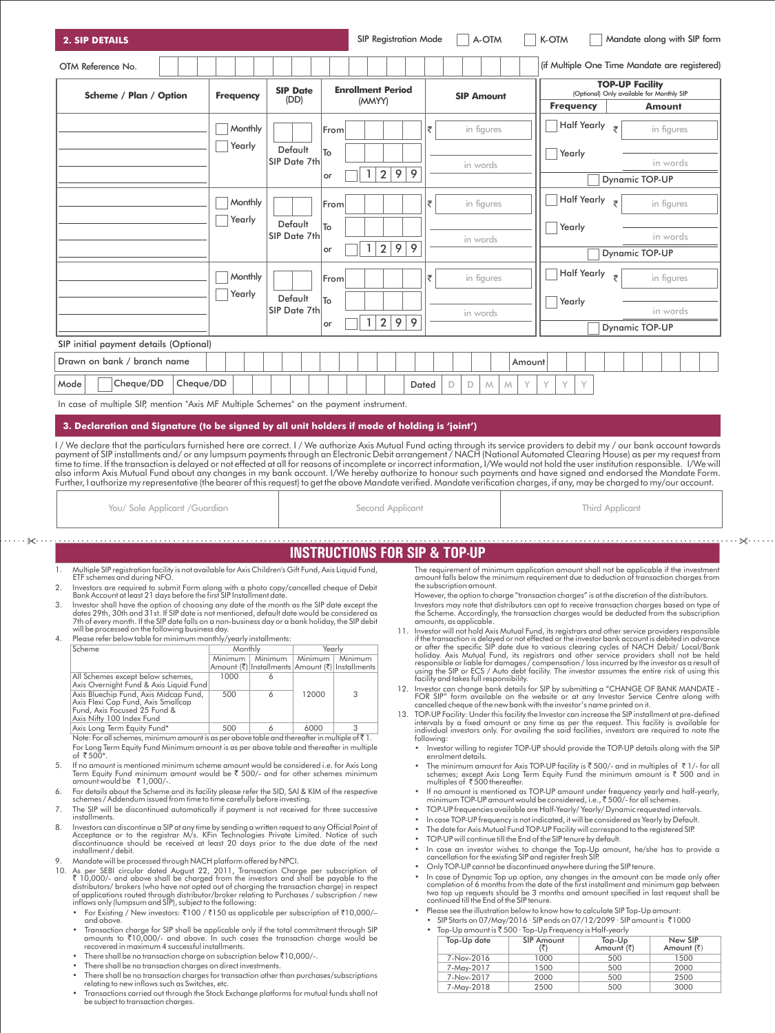## 2. SIP DETAILS

SIP Registration Mode ☐ A-OTM ☐ K-OTM ☐ Mandate along with SIP form

OTM Reference No. ____________ (if Multiple One Time Mandate are registered)

| Scheme / Plan / Option | Frequency | SIP Date (DD) | Enrollment Period (MMYY) | SIP Amount | TOP-UP Facility (Optional) Only available for Monthly SIP – Frequency | Amount |
|---|---|---|---|---|---|---|
| | ☐ Monthly ☐ Yearly | Default SIP Date 7th | From ____ To ____ or 12 99 | ₹ in figures / in words | ☐ Half Yearly ☐ Yearly | ₹ in figures / in words ☐ Dynamic TOP-UP |
| | ☐ Monthly ☐ Yearly | Default SIP Date 7th | From ____ To ____ or 12 99 | ₹ in figures / in words | ☐ Half Yearly ☐ Yearly | ₹ in figures / in words ☐ Dynamic TOP-UP |
| | ☐ Monthly ☐ Yearly | Default SIP Date 7th | From ____ To ____ or 12 99 | ₹ in figures / in words | ☐ Half Yearly ☐ Yearly | ₹ in figures / in words ☐ Dynamic TOP-UP |

SIP initial payment details (Optional)

Drawn on bank / branch name ____________ Amount ____________

Mode ☐ Cheque/DD Cheque/DD ____________ Dated D D M M Y Y Y Y

In case of multiple SIP, mention "Axis MF Multiple Schemes" on the payment instrument.

## 3. Declaration and Signature (to be signed by all unit holders if mode of holding is 'joint')

I / We declare that the particulars furnished here are correct. I / We authorize Axis Mutual Fund acting through its service providers to debit my / our bank account towards payment of SIP installments and/ or any lumpsum payments through an Electronic Debit arrangement / NACH (National Automated Clearing House) as per my request from time to time. If the transaction is delayed or not effected at all for reasons of incomplete or incorrect information, I/We would not hold the user institution responsible. I/We will also inform Axis Mutual Fund about any changes in my bank account. I/We hereby authorize to honour such payments and have signed and endorsed the Mandate Form. Further, I authorize my representative (the bearer of this request) to get the above Mandate verified. Mandate verification charges, if any, may be charged to my/our account.

| You/ Sole Applicant /Guardian | Second Applicant | Third Applicant |
|---|---|---|
| | | |

# INSTRUCTIONS FOR SIP & TOP-UP

1. Multiple SIP registration facility is not available for Axis Children's Gift Fund, Axis Liquid Fund, ETF schemes and during NFO.
2. Investors are required to submit Form along with a photo copy/cancelled cheque of Debit Bank Account at least 21 days before the first SIP Installment date.
3. Investor shall have the option of choosing any date of the month as the SIP date except the dates 29th, 30th and 31st. If SIP date is not mentioned, default date would be considered as 7th of every month. If the SIP date falls on a non-business day or a bank holiday, the SIP debit will be processed on the following business day.
4. Please refer below table for minimum monthly/yearly installments:

| Scheme | Monthly | | Yearly | |
|---|---|---|---|---|
| | Minimum Amount (₹) | Minimum Installments | Minimum Amount (₹) | Minimum Installments |
| All Schemes except below schemes, Axis Overnight Fund & Axis Liquid Fund | 1000 | 6 | 12000 | 3 |
| Axis Bluechip Fund, Axis Midcap Fund, Axis Flexi Cap Fund, Axis Smallcap Fund, Axis Focused 25 Fund & Axis Nifty 100 Index Fund | 500 | 6 | | |
| Axis Long Term Equity Fund* | 500 | 6 | 6000 | 3 |

Note: For all schemes, minimum amount is as per above table and thereafter in multiple of ₹1.
For Long Term Equity Fund Minimum amount is as per above table and thereafter in multiple of ₹500*.

5. If no amount is mentioned minimum scheme amount would be considered i.e. for Axis Long Term Equity Fund minimum amount would be ₹500/- and for other schemes minimum amount would be ₹1,000/-.
6. For details about the Scheme and its facility please refer the SID, SAI & KIM of the respective schemes / Addendum issued from time to time carefully before investing.
7. The SIP will be discontinued automatically if payment is not received for three successive installments.
8. Investors can discontinue a SIP at any time by sending a written request to any Official Point of Acceptance or to the registrar M/s. KFin Technologies Private Limited. Notice of such discontinuance should be received at least 20 days prior to the due date of the next installment / debit.
9. Mandate will be processed through NACH platform offered by NPCI.
10. As per SEBI circular dated August 22, 2011, Transaction Charge per subscription of ₹10,000/- and above shall be charged from the investors and shall be payable to the distributors/ brokers (who have not opted out of charging the transaction charge) in respect of applications routed through distributor/broker relating to Purchases / subscription / new inflows only (lumpsum and SIP), subject to the following:
   - For Existing / New investors: ₹100 / ₹150 as applicable per subscription of ₹10,000/– and above.
   - Transaction charge for SIP shall be applicable only if the total commitment through SIP amounts to ₹10,000/- and above. In such cases the transaction charge would be recovered in maximum 4 successful installments.
   - There shall be no transaction charge on subscription below ₹10,000/-.
   - There shall be no transaction charges on direct investments.
   - There shall be no transaction charges for transaction other than purchases/subscriptions relating to new inflows such as Switches, etc.
   - Transactions carried out through the Stock Exchange platforms for mutual funds shall not be subject to transaction charges.

   The requirement of minimum application amount shall not be applicable if the investment amount falls below the minimum requirement due to deduction of transaction charges from the subscription amount.

   However, the option to charge "transaction charges" is at the discretion of the distributors. Investors may note that distributors can opt to receive transaction charges based on type of the Scheme. Accordingly, the transaction charges would be deducted from the subscription amounts, as applicable.
11. Investor will not hold Axis Mutual Fund, its registrars and other service providers responsible if the transaction is delayed or not effected or the investor bank account is debited in advance or after the specific SIP date due to various clearing cycles of NACH Debit/ Local/Bank holiday. Axis Mutual Fund, its registrars and other service providers shall not be held responsible or liable for damages / compensation / loss incurred by the investor as a result of using the SIP or ECS / Auto debt facility. The investor assumes the entire risk of using this facility and takes full responsibility.
12. Investor can change bank details for SIP by submitting a "CHANGE OF BANK MANDATE - FOR SIP" form available on the website or at any Investor Service Centre along with cancelled cheque of the new bank with the investor's name printed on it.
13. TOP-UP Facility: Under this facility the Investor can increase the SIP installment at pre-defined intervals by a fixed amount or any time as per the request. This facility is available for individual investors only. For availing the said facilities, investors are required to note the following:
   - Investor willing to register TOP-UP should provide the TOP-UP details along with the SIP enrolment details.
   - The minimum amount for Axis TOP-UP facility is ₹500/- and in multiples of ₹1/- for all schemes; except Axis Long Term Equity Fund the minimum amount is ₹500 and in multiples of ₹500 thereafter.
   - If no amount is mentioned as TOP-UP amount under frequency yearly and half-yearly, minimum TOP-UP amount would be considered, i.e., ₹500/- for all schemes.
   - TOP-UP frequencies available are Half-Yearly/ Yearly/ Dynamic requested intervals.
   - In case TOP-UP frequency is not indicated, it will be considered as Yearly by Default.
   - The date for Axis Mutual Fund TOP-UP Facility will correspond to the registered SIP.
   - TOP-UP will continue till the End of the SIP tenure by default.
   - In case an investor wishes to change the Top-Up amount, he/she has to provide a cancellation for the existing SIP and register fresh SIP.
   - Only TOP-UP cannot be discontinued anywhere during the SIP tenure.
   - In case of Dynamic Top up option, any changes in the amount can be made only after completion of 6 months from the date of the first installment and minimum gap between two top up requests should be 3 months and amount specified in last request shall be continued till the End of the SIP tenure.
   - Please see the illustration below to know how to calculate SIP Top-Up amount:
     - SIP Starts on 07/May/2016 · SIP ends on 07/12/2099 · SIP amount is ₹1000
     - Top-Up amount is ₹500 · Top-Up Frequency is Half-yearly

| Top-Up date | SIP Amount (₹) | Top-Up Amount (₹) | New SIP Amount (₹) |
|---|---|---|---|
| 7-Nov-2016 | 1000 | 500 | 1500 |
| 7-May-2017 | 1500 | 500 | 2000 |
| 7-Nov-2017 | 2000 | 500 | 2500 |
| 7-May-2018 | 2500 | 500 | 3000 |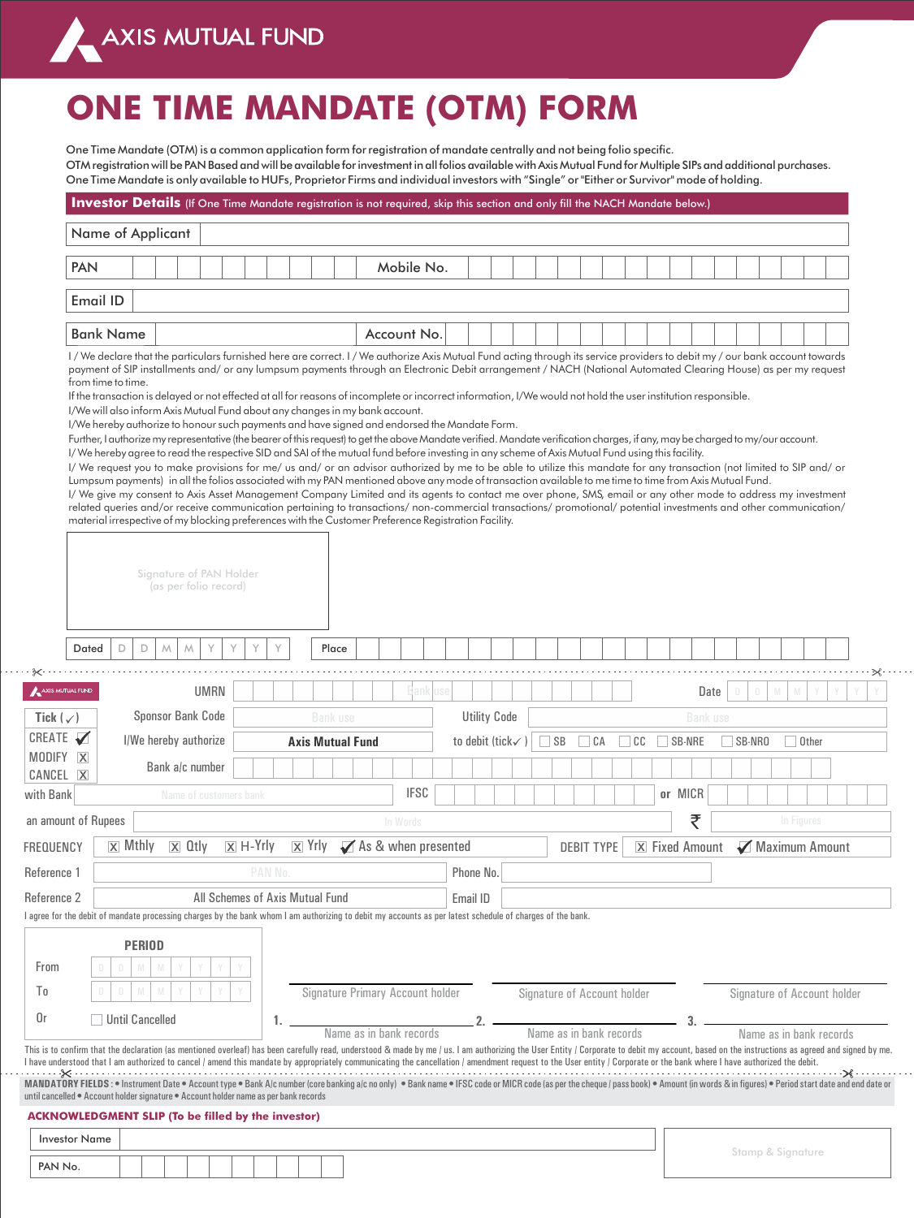AXIS MUTUAL FUND

# ONE TIME MANDATE (OTM) FORM

One Time Mandate (OTM) is a common application form for registration of mandate centrally and not being folio specific.
OTM registration will be PAN Based and will be available for investment in all folios available with Axis Mutual Fund for Multiple SIPs and additional purchases.
One Time Mandate is only available to HUFs, Proprietor Firms and individual investors with "Single" or "Either or Survivor" mode of holding.

## Investor Details (If One Time Mandate registration is not required, skip this section and only fill the NACH Mandate below.)

| | |
|---|---|
| Name of Applicant | |
| PAN | Mobile No. |
| Email ID | |
| Bank Name | Account No. |

I / We declare that the particulars furnished here are correct. I / We authorize Axis Mutual Fund acting through its service providers to debit my / our bank account towards payment of SIP installments and/ or any lumpsum payments through an Electronic Debit arrangement / NACH (National Automated Clearing House) as per my request from time to time.

If the transaction is delayed or not effected at all for reasons of incomplete or incorrect information, I/We would not hold the user institution responsible.

I/We will also inform Axis Mutual Fund about any changes in my bank account.

I/We hereby authorize to honour such payments and have signed and endorsed the Mandate Form.

Further, I authorize my representative (the bearer of this request) to get the above Mandate verified. Mandate verification charges, if any, may be charged to my/our account.

I/ We hereby agree to read the respective SID and SAI of the mutual fund before investing in any scheme of Axis Mutual Fund using this facility.

I/ We request you to make provisions for me/ us and/ or an advisor authorized by me to be able to utilize this mandate for any transaction (not limited to SIP and/ or Lumpsum payments) in all the folios associated with my PAN mentioned above any mode of transaction available to me time to time from Axis Mutual Fund.

I/ We give my consent to Axis Asset Management Company Limited and its agents to contact me over phone, SMS, email or any other mode to address my investment related queries and/or receive communication pertaining to transactions/ non-commercial transactions/ promotional/ potential investments and other communication/ material irrespective of my blocking preferences with the Customer Preference Registration Facility.

Signature of PAN Holder (as per folio record)

Dated D D M M Y Y Y Y    Place

---

AXIS MUTUAL FUND

UMRN [Bank use]    Date D D M M Y Y Y Y

Tick (✓): CREATE ✓ / MODIFY ☒ / CANCEL ☒

Sponsor Bank Code: Bank use    Utility Code: Bank use

I/We hereby authorize: **Axis Mutual Fund**    to debit (tick✓) ☐ SB ☐ CA ☐ CC ☐ SB-NRE ☐ SB-NRO ☐ Other

Bank a/c number

with Bank: Name of customers bank    IFSC    or MICR

an amount of Rupees: In Words    ₹ In Figures

FREQUENCY: ☒ Mthly ☒ Qtly ☒ H-Yrly ☒ Yrly ✓ As & when presented    DEBIT TYPE: ☒ Fixed Amount ✓ Maximum Amount

Reference 1: PAN No.    Phone No.

Reference 2: All Schemes of Axis Mutual Fund    Email ID

I agree for the debit of mandate processing charges by the bank whom I am authorizing to debit my accounts as per latest schedule of charges of the bank.

**PERIOD**

From D D M M Y Y Y Y

To D D M M Y Y Y Y

Or ☐ Until Cancelled

Signature Primary Account holder / Signature of Account holder / Signature of Account holder

1. Name as in bank records  2. Name as in bank records  3. Name as in bank records

This is to confirm that the declaration (as mentioned overleaf) has been carefully read, understood & made by me / us. I am authorizing the User Entity / Corporate to debit my account, based on the instructions as agreed and signed by me. I have understood that I am authorized to cancel / amend this mandate by appropriately communicating the cancellation / amendment request to the User entity / Corporate or the bank where I have authorized the debit.

**MANDATORY FIELDS :** • Instrument Date • Account type • Bank A/c number (core banking a/c no only) • Bank name • IFSC code or MICR code (as per the cheque / pass book) • Amount (in words & in figures) • Period start date and end date or until cancelled • Account holder signature • Account holder name as per bank records

---

**ACKNOWLEDGMENT SLIP (To be filled by the investor)**

| | |
|---|---|
| Investor Name | |
| PAN No. | |

Stamp & Signature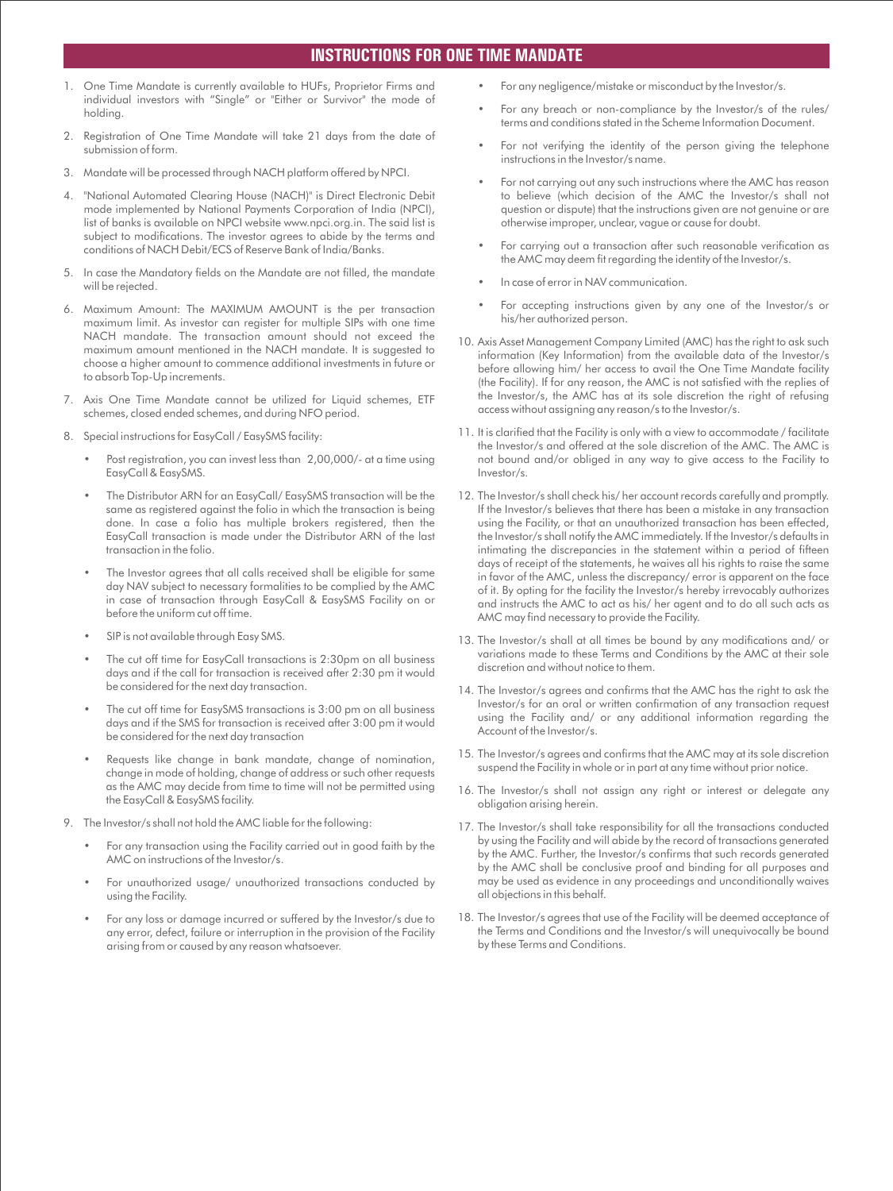# INSTRUCTIONS FOR ONE TIME MANDATE

1. One Time Mandate is currently available to HUFs, Proprietor Firms and individual investors with "Single" or "Either or Survivor" the mode of holding.
2. Registration of One Time Mandate will take 21 days from the date of submission of form.
3. Mandate will be processed through NACH platform offered by NPCI.
4. "National Automated Clearing House (NACH)" is Direct Electronic Debit mode implemented by National Payments Corporation of India (NPCI), list of banks is available on NPCI website www.npci.org.in. The said list is subject to modifications. The investor agrees to abide by the terms and conditions of NACH Debit/ECS of Reserve Bank of India/Banks.
5. In case the Mandatory fields on the Mandate are not filled, the mandate will be rejected.
6. Maximum Amount: The MAXIMUM AMOUNT is the per transaction maximum limit. As investor can register for multiple SIPs with one time NACH mandate. The transaction amount should not exceed the maximum amount mentioned in the NACH mandate. It is suggested to choose a higher amount to commence additional investments in future or to absorb Top-Up increments.
7. Axis One Time Mandate cannot be utilized for Liquid schemes, ETF schemes, closed ended schemes, and during NFO period.
8. Special instructions for EasyCall / EasySMS facility:
   - Post registration, you can invest less than 2,00,000/- at a time using EasyCall & EasySMS.
   - The Distributor ARN for an EasyCall/ EasySMS transaction will be the same as registered against the folio in which the transaction is being done. In case a folio has multiple brokers registered, then the EasyCall transaction is made under the Distributor ARN of the last transaction in the folio.
   - The Investor agrees that all calls received shall be eligible for same day NAV subject to necessary formalities to be complied by the AMC in case of transaction through EasyCall & EasySMS Facility on or before the uniform cut off time.
   - SIP is not available through Easy SMS.
   - The cut off time for EasyCall transactions is 2:30pm on all business days and if the call for transaction is received after 2:30 pm it would be considered for the next day transaction.
   - The cut off time for EasySMS transactions is 3:00 pm on all business days and if the SMS for transaction is received after 3:00 pm it would be considered for the next day transaction
   - Requests like change in bank mandate, change of nomination, change in mode of holding, change of address or such other requests as the AMC may decide from time to time will not be permitted using the EasyCall & EasySMS facility.
9. The Investor/s shall not hold the AMC liable for the following:
   - For any transaction using the Facility carried out in good faith by the AMC on instructions of the Investor/s.
   - For unauthorized usage/ unauthorized transactions conducted by using the Facility.
   - For any loss or damage incurred or suffered by the Investor/s due to any error, defect, failure or interruption in the provision of the Facility arising from or caused by any reason whatsoever.
   - For any negligence/mistake or misconduct by the Investor/s.
   - For any breach or non-compliance by the Investor/s of the rules/ terms and conditions stated in the Scheme Information Document.
   - For not verifying the identity of the person giving the telephone instructions in the Investor/s name.
   - For not carrying out any such instructions where the AMC has reason to believe (which decision of the AMC the Investor/s shall not question or dispute) that the instructions given are not genuine or are otherwise improper, unclear, vague or cause for doubt.
   - For carrying out a transaction after such reasonable verification as the AMC may deem fit regarding the identity of the Investor/s.
   - In case of error in NAV communication.
   - For accepting instructions given by any one of the Investor/s or his/her authorized person.
10. Axis Asset Management Company Limited (AMC) has the right to ask such information (Key Information) from the available data of the Investor/s before allowing him/ her access to avail the One Time Mandate facility (the Facility). If for any reason, the AMC is not satisfied with the replies of the Investor/s, the AMC has at its sole discretion the right of refusing access without assigning any reason/s to the Investor/s.
11. It is clarified that the Facility is only with a view to accommodate / facilitate the Investor/s and offered at the sole discretion of the AMC. The AMC is not bound and/or obliged in any way to give access to the Facility to Investor/s.
12. The Investor/s shall check his/ her account records carefully and promptly. If the Investor/s believes that there has been a mistake in any transaction using the Facility, or that an unauthorized transaction has been effected, the Investor/s shall notify the AMC immediately. If the Investor/s defaults in intimating the discrepancies in the statement within a period of fifteen days of receipt of the statements, he waives all his rights to raise the same in favor of the AMC, unless the discrepancy/ error is apparent on the face of it. By opting for the facility the Investor/s hereby irrevocably authorizes and instructs the AMC to act as his/ her agent and to do all such acts as AMC may find necessary to provide the Facility.
13. The Investor/s shall at all times be bound by any modifications and/ or variations made to these Terms and Conditions by the AMC at their sole discretion and without notice to them.
14. The Investor/s agrees and confirms that the AMC has the right to ask the Investor/s for an oral or written confirmation of any transaction request using the Facility and/ or any additional information regarding the Account of the Investor/s.
15. The Investor/s agrees and confirms that the AMC may at its sole discretion suspend the Facility in whole or in part at any time without prior notice.
16. The Investor/s shall not assign any right or interest or delegate any obligation arising herein.
17. The Investor/s shall take responsibility for all the transactions conducted by using the Facility and will abide by the record of transactions generated by the AMC. Further, the Investor/s confirms that such records generated by the AMC shall be conclusive proof and binding for all purposes and may be used as evidence in any proceedings and unconditionally waives all objections in this behalf.
18. The Investor/s agrees that use of the Facility will be deemed acceptance of the Terms and Conditions and the Investor/s will unequivocally be bound by these Terms and Conditions.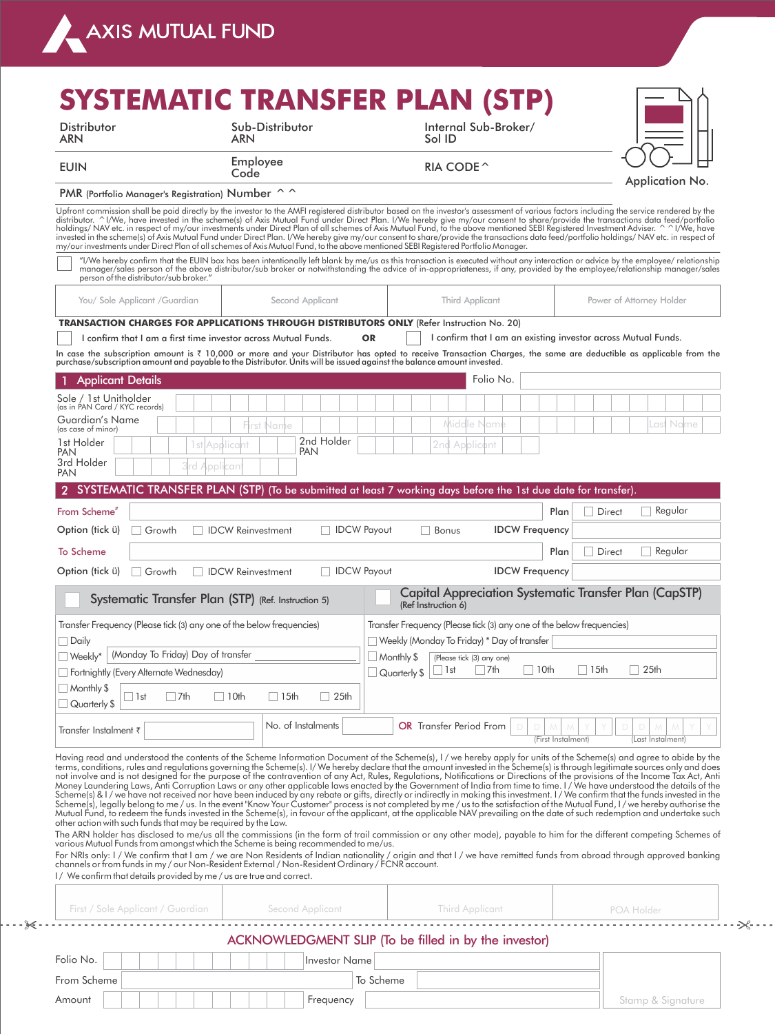# AXIS MUTUAL FUND

# SYSTEMATIC TRANSFER PLAN (STP)

| Distributor ARN | Sub-Distributor ARN | Internal Sub-Broker/ Sol ID |
|---|---|---|
| EUIN | Employee Code | RIA CODE ^ |

PMR (Portfolio Manager's Registration) Number ^ ^

Application No.

Upfront commission shall be paid directly by the investor to the AMFI registered distributor based on the investor's assessment of various factors including the service rendered by the distributor. ^I/We, have invested in the scheme(s) of Axis Mutual Fund under Direct Plan. I/We hereby give my/our consent to share/provide the transactions data feed/portfolio holdings/ NAV etc. in respect of my/our investments under Direct Plan of all schemes of Axis Mutual Fund, to the above mentioned SEBI Registered Investment Adviser. ^ ^I/We, have invested in the scheme(s) of Axis Mutual Fund under Direct Plan. I/We hereby give my/our consent to share/provide the transactions data feed/portfolio holdings/ NAV etc. in respect of my/our investments under Direct Plan of all schemes of Axis Mutual Fund, to the above mentioned SEBI Registered Portfolio Manager.

☐ "I/We hereby confirm that the EUIN box has been intentionally left blank by me/us as this transaction is executed without any interaction or advice by the employee/ relationship manager/sales person of the above distributor/sub broker or notwithstanding the advice of in-appropriateness, if any, provided by the employee/relationship manager/sales person of the distributor/sub broker."

| You/ Sole Applicant /Guardian | Second Applicant | Third Applicant | Power of Attorney Holder |
|---|---|---|---|
| | | | |

**TRANSACTION CHARGES FOR APPLICATIONS THROUGH DISTRIBUTORS ONLY** (Refer Instruction No. 20)

☐ I confirm that I am a first time investor across Mutual Funds. **OR** ☐ I confirm that I am an existing investor across Mutual Funds.

In case the subscription amount is ₹ 10,000 or more and your Distributor has opted to receive Transaction Charges, the same are deductible as applicable from the purchase/subscription amount and payable to the Distributor. Units will be issued against the balance amount invested.

## 1 Applicant Details

Folio No.

Sole / 1st Unitholder (as in PAN Card / KYC records)

Guardian's Name (as case of minor) — First Name / Middle Name / Last Name

1st Holder PAN (1st Applicant) 2nd Holder PAN (2nd Applicant)

3rd Holder PAN (3rd Applicant)

## 2 SYSTEMATIC TRANSFER PLAN (STP) (To be submitted at least 7 working days before the 1st due date for transfer).

From Scheme# ______ Plan ☐ Direct ☐ Regular

Option (tick ü) ☐ Growth ☐ IDCW Reinvestment ☐ IDCW Payout ☐ Bonus IDCW Frequency ______

To Scheme ______ Plan ☐ Direct ☐ Regular

Option (tick ü) ☐ Growth ☐ IDCW Reinvestment ☐ IDCW Payout IDCW Frequency ______

| ☐ Systematic Transfer Plan (STP) (Ref. Instruction 5) | ☐ Capital Appreciation Systematic Transfer Plan (CapSTP) (Ref Instruction 6) |
|---|---|
| Transfer Frequency (Please tick (3) any one of the below frequencies) | Transfer Frequency (Please tick (3) any one of the below frequencies) |
| ☐ Daily | ☐ Weekly (Monday To Friday) * Day of transfer ______ |
| ☐ Weekly* (Monday To Friday) Day of transfer ______ | ☐ Monthly $ / ☐ Quarterly $ (Please tick (3) any one) ☐ 1st ☐ 7th ☐ 10th ☐ 15th ☐ 25th |
| ☐ Fortnightly (Every Alternate Wednesday) | |
| ☐ Monthly $ / ☐ Quarterly $ ☐ 1st ☐ 7th ☐ 10th ☐ 15th ☐ 25th | |

Transfer Instalment ₹ ______ No. of Instalments ______ **OR** Transfer Period From D D M M Y Y (First Instalment) D D M M Y Y (Last Instalment)

Having read and understood the contents of the Scheme Information Document of the Scheme(s), I / we hereby apply for units of the Scheme(s) and agree to abide by the terms, conditions, rules and regulations governing the Scheme(s). I/ We hereby declare that the amount invested in the Scheme(s) is through legitimate sources only and does not involve and is not designed for the purpose of the contravention of any Act, Rules, Regulations, Notifications or Directions of the provisions of the Income Tax Act, Anti Money Laundering Laws, Anti Corruption Laws or any other applicable laws enacted by the Government of India from time to time. I / We have understood the details of the Scheme(s) & I / we have not received nor have been induced by any rebate or gifts, directly or indirectly in making this investment. I / We confirm that the funds invested in the Scheme(s), legally belong to me / us. In the event "Know Your Customer" process is not completed by me / us to the satisfaction of the Mutual Fund, I / we hereby authorise the Mutual Fund, to redeem the funds invested in the Scheme(s), in favour of the applicant, at the applicable NAV prevailing on the date of such redemption and undertake such other action with such funds that may be required by the Law.

The ARN holder has disclosed to me/us all the commissions (in the form of trail commission or any other mode), payable to him for the different competing Schemes of various Mutual Funds from amongst which the Scheme is being recommended to me/us.

For NRIs only: I / We confirm that I am / we are Non Residents of Indian nationality / origin and that I / we have remitted funds from abroad through approved banking channels or from funds in my / our Non-Resident External / Non-Resident Ordinary / FCNR account.

I / We confirm that details provided by me / us are true and correct.

| First / Sole Applicant / Guardian | Second Applicant | Third Applicant | POA Holder |
|---|---|---|---|
| | | | |

## ACKNOWLEDGMENT SLIP (To be filled in by the investor)

| Folio No. | | Investor Name | | |
|---|---|---|---|---|
| From Scheme | | To Scheme | | |
| Amount | | Frequency | | Stamp & Signature |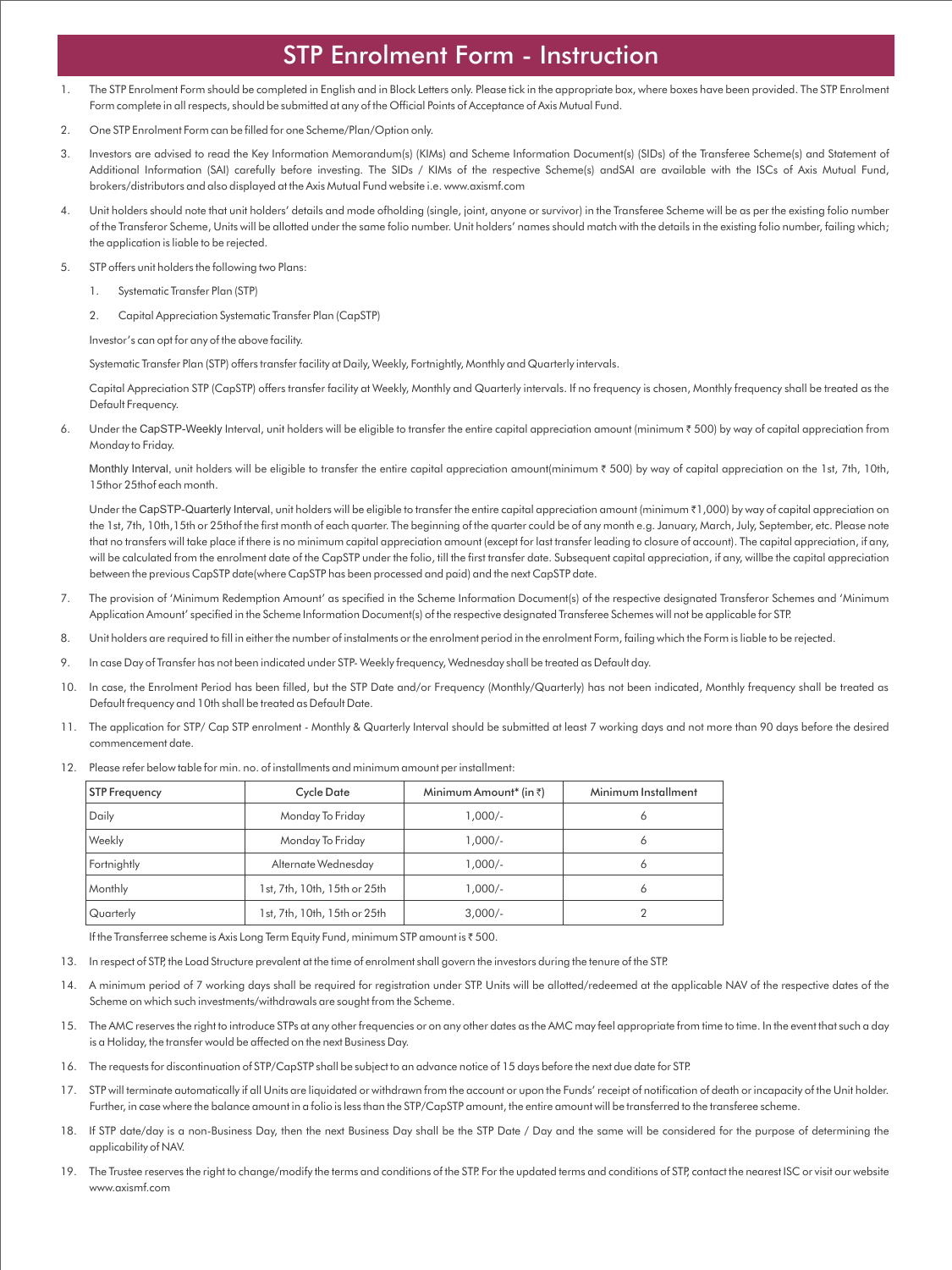# STP Enrolment Form - Instruction

1. The STP Enrolment Form should be completed in English and in Block Letters only. Please tick in the appropriate box, where boxes have been provided. The STP Enrolment Form complete in all respects, should be submitted at any of the Official Points of Acceptance of Axis Mutual Fund.
2. One STP Enrolment Form can be filled for one Scheme/Plan/Option only.
3. Investors are advised to read the Key Information Memorandum(s) (KIMs) and Scheme Information Document(s) (SIDs) of the Transferee Scheme(s) and Statement of Additional Information (SAI) carefully before investing. The SIDs / KIMs of the respective Scheme(s) andSAI are available with the ISCs of Axis Mutual Fund, brokers/distributors and also displayed at the Axis Mutual Fund website i.e. www.axismf.com
4. Unit holders should note that unit holders' details and mode ofholding (single, joint, anyone or survivor) in the Transferee Scheme will be as per the existing folio number of the Transferor Scheme, Units will be allotted under the same folio number. Unit holders' names should match with the details in the existing folio number, failing which; the application is liable to be rejected.
5. STP offers unit holders the following two Plans:

   1. Systematic Transfer Plan (STP)
   2. Capital Appreciation Systematic Transfer Plan (CapSTP)

   Investor's can opt for any of the above facility.

   Systematic Transfer Plan (STP) offers transfer facility at Daily, Weekly, Fortnightly, Monthly and Quarterly intervals.

   Capital Appreciation STP (CapSTP) offers transfer facility at Weekly, Monthly and Quarterly intervals. If no frequency is chosen, Monthly frequency shall be treated as the Default Frequency.
6. Under the CapSTP-Weekly Interval, unit holders will be eligible to transfer the entire capital appreciation amount (minimum ₹ 500) by way of capital appreciation from Monday to Friday.

   Monthly Interval, unit holders will be eligible to transfer the entire capital appreciation amount(minimum ₹ 500) by way of capital appreciation on the 1st, 7th, 10th, 15thor 25thof each month.

   Under the CapSTP-Quarterly Interval, unit holders will be eligible to transfer the entire capital appreciation amount (minimum ₹1,000) by way of capital appreciation on the 1st, 7th, 10th,15th or 25thof the first month of each quarter. The beginning of the quarter could be of any month e.g. January, March, July, September, etc. Please note that no transfers will take place if there is no minimum capital appreciation amount (except for last transfer leading to closure of account). The capital appreciation, if any, will be calculated from the enrolment date of the CapSTP under the folio, till the first transfer date. Subsequent capital appreciation, if any, willbe the capital appreciation between the previous CapSTP date(where CapSTP has been processed and paid) and the next CapSTP date.
7. The provision of 'Minimum Redemption Amount' as specified in the Scheme Information Document(s) of the respective designated Transferor Schemes and 'Minimum Application Amount' specified in the Scheme Information Document(s) of the respective designated Transferee Schemes will not be applicable for STP.
8. Unit holders are required to fill in either the number of instalments or the enrolment period in the enrolment Form, failing which the Form is liable to be rejected.
9. In case Day of Transfer has not been indicated under STP- Weekly frequency, Wednesday shall be treated as Default day.
10. In case, the Enrolment Period has been filled, but the STP Date and/or Frequency (Monthly/Quarterly) has not been indicated, Monthly frequency shall be treated as Default frequency and 10th shall be treated as Default Date.
11. The application for STP/ Cap STP enrolment - Monthly & Quarterly Interval should be submitted at least 7 working days and not more than 90 days before the desired commencement date.
12. Please refer below table for min. no. of installments and minimum amount per installment:

| STP Frequency | Cycle Date | Minimum Amount* (in ₹) | Minimum Installment |
|---|---|---|---|
| Daily | Monday To Friday | 1,000/- | 6 |
| Weekly | Monday To Friday | 1,000/- | 6 |
| Fortnightly | Alternate Wednesday | 1,000/- | 6 |
| Monthly | 1st, 7th, 10th, 15th or 25th | 1,000/- | 6 |
| Quarterly | 1st, 7th, 10th, 15th or 25th | 3,000/- | 2 |

   If the Transferree scheme is Axis Long Term Equity Fund, minimum STP amount is ₹ 500.

13. In respect of STP, the Load Structure prevalent at the time of enrolment shall govern the investors during the tenure of the STP.
14. A minimum period of 7 working days shall be required for registration under STP. Units will be allotted/redeemed at the applicable NAV of the respective dates of the Scheme on which such investments/withdrawals are sought from the Scheme.
15. The AMC reserves the right to introduce STPs at any other frequencies or on any other dates as the AMC may feel appropriate from time to time. In the event that such a day is a Holiday, the transfer would be affected on the next Business Day.
16. The requests for discontinuation of STP/CapSTP shall be subject to an advance notice of 15 days before the next due date for STP.
17. STP will terminate automatically if all Units are liquidated or withdrawn from the account or upon the Funds' receipt of notification of death or incapacity of the Unit holder. Further, in case where the balance amount in a folio is less than the STP/CapSTP amount, the entire amount will be transferred to the transferee scheme.
18. If STP date/day is a non-Business Day, then the next Business Day shall be the STP Date / Day and the same will be considered for the purpose of determining the applicability of NAV.
19. The Trustee reserves the right to change/modify the terms and conditions of the STP. For the updated terms and conditions of STP, contact the nearest ISC or visit our website www.axismf.com